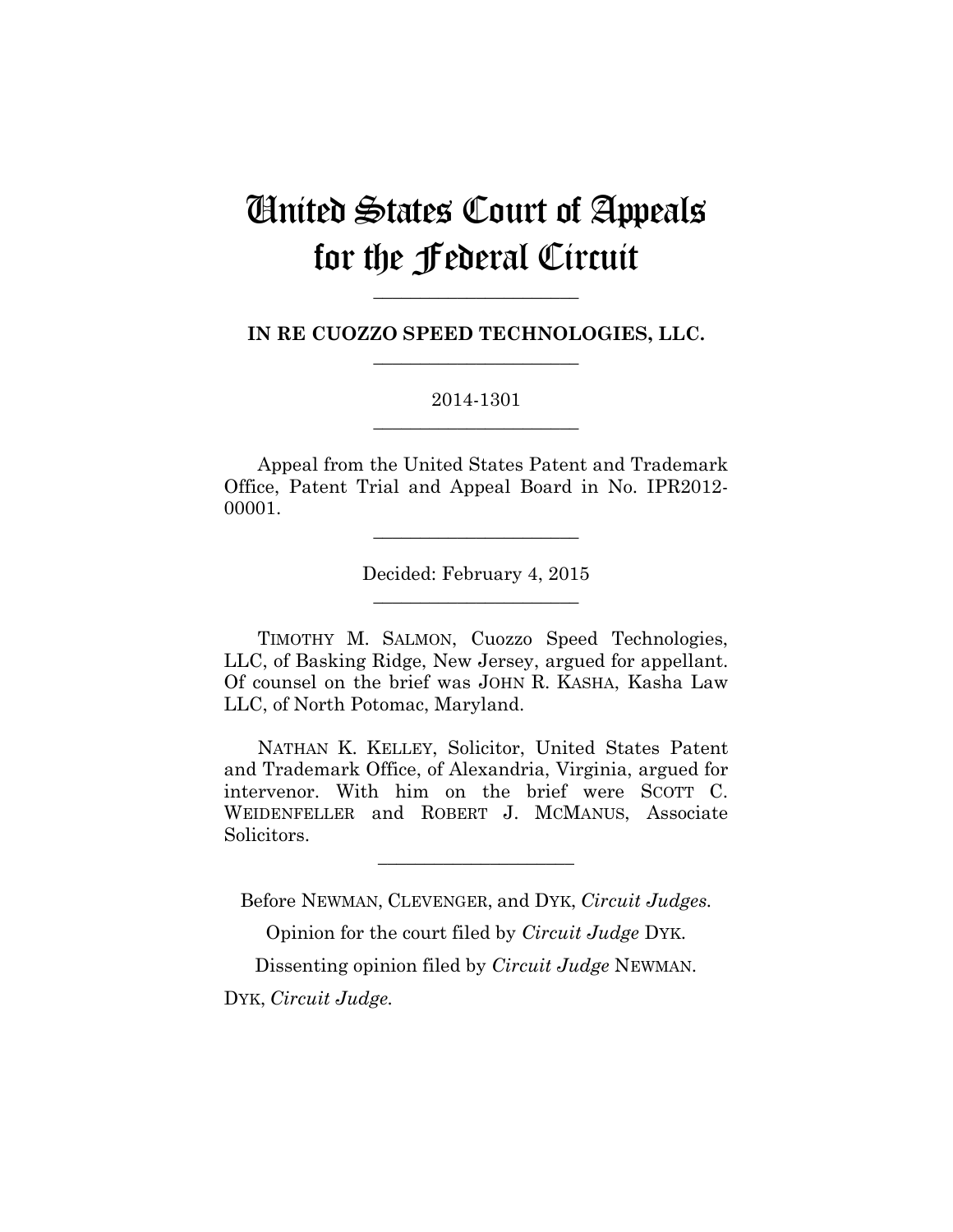# United States Court of Appeals for the Federal Circuit

______________________

**IN RE CUOZZO SPEED TECHNOLOGIES, LLC.**

______________________

2014-1301

______________________

Appeal from the United States Patent and Trademark Office, Patent Trial and Appeal Board in No. IPR2012-00001.

______________________

Decided: February 4, 2015

______________________

TIMOTHY M. SALMON, Cuozzo Speed Technologies, LLC, of Basking Ridge, New Jersey, argued for appellant. Of counsel on the brief was JOHN R. KASHA, Kasha Law LLC, of North Potomac, Maryland.

NATHAN K. KELLEY, Solicitor, United States Patent and Trademark Office, of Alexandria, Virginia, argued for intervenor. With him on the brief were SCOTT C. WEIDENFELLER and ROBERT J. MCMANUS, Associate Solicitors.

______________________

Before NEWMAN, CLEVENGER, and DYK, *Circuit Judges.*

Opinion for the court filed by *Circuit Judge* DYK.

Dissenting opinion filed by *Circuit Judge* NEWMAN.

DYK, *Circuit Judge.*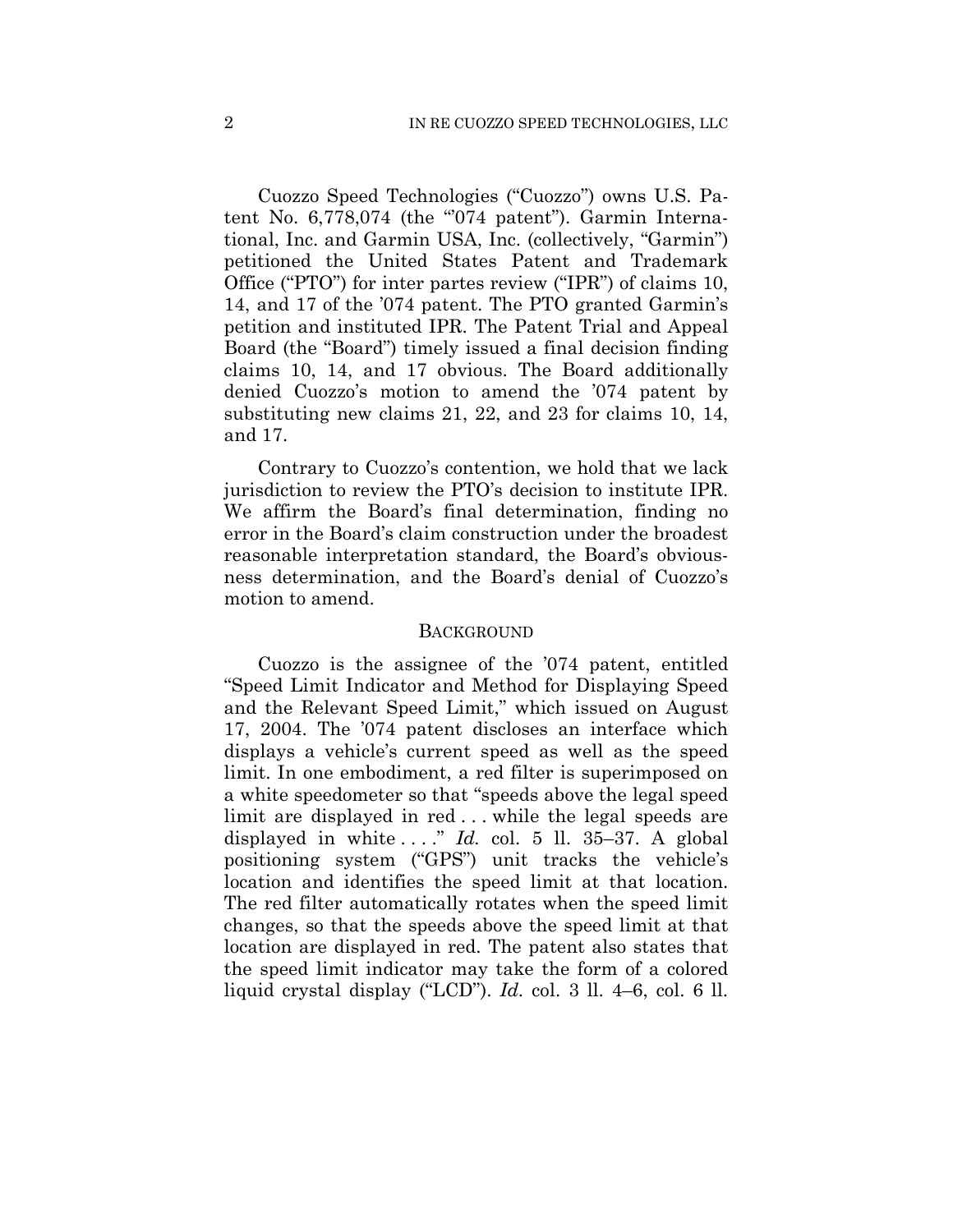Cuozzo Speed Technologies ("Cuozzo") owns U.S. Patent No. 6,778,074 (the "'074 patent"). Garmin International, Inc. and Garmin USA, Inc. (collectively, "Garmin") petitioned the United States Patent and Trademark Office ("PTO") for inter partes review ("IPR") of claims 10, 14, and 17 of the '074 patent. The PTO granted Garmin's petition and instituted IPR. The Patent Trial and Appeal Board (the "Board") timely issued a final decision finding claims 10, 14, and 17 obvious. The Board additionally denied Cuozzo's motion to amend the '074 patent by substituting new claims 21, 22, and 23 for claims 10, 14, and 17.

Contrary to Cuozzo's contention, we hold that we lack jurisdiction to review the PTO's decision to institute IPR. We affirm the Board's final determination, finding no error in the Board's claim construction under the broadest reasonable interpretation standard, the Board's obviousness determination, and the Board's denial of Cuozzo's motion to amend.

## BACKGROUND

Cuozzo is the assignee of the '074 patent, entitled "Speed Limit Indicator and Method for Displaying Speed and the Relevant Speed Limit," which issued on August 17, 2004. The '074 patent discloses an interface which displays a vehicle's current speed as well as the speed limit. In one embodiment, a red filter is superimposed on a white speedometer so that "speeds above the legal speed limit are displayed in red . . . while the legal speeds are displayed in white . . . ." *Id.* col. 5 ll. 35–37. A global positioning system ("GPS") unit tracks the vehicle's location and identifies the speed limit at that location. The red filter automatically rotates when the speed limit changes, so that the speeds above the speed limit at that location are displayed in red. The patent also states that the speed limit indicator may take the form of a colored liquid crystal display ("LCD"). *Id.* col. 3 ll. 4–6, col. 6 ll.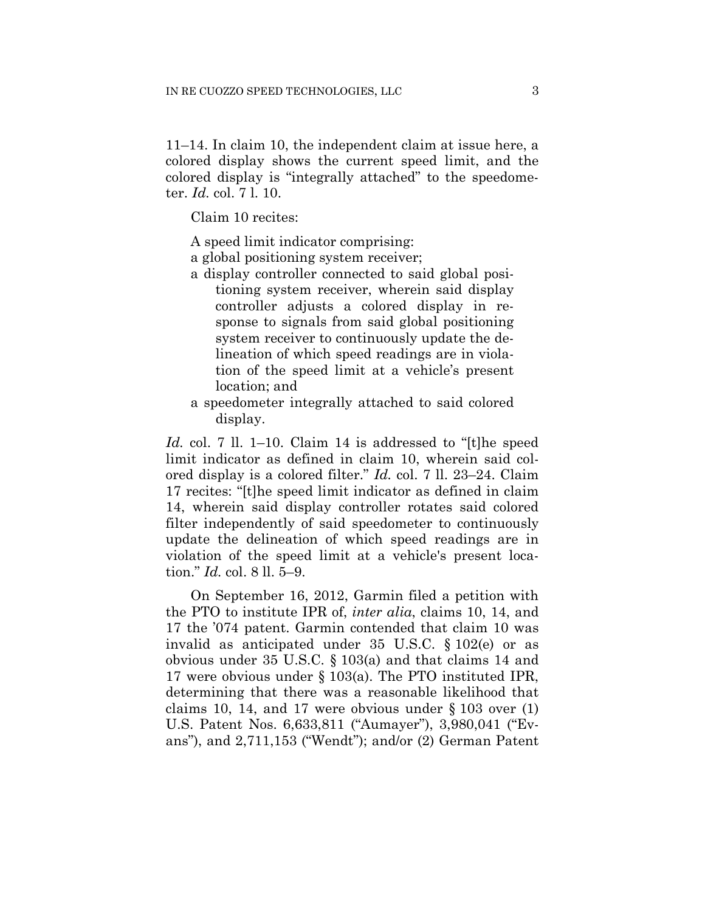11–14. In claim 10, the independent claim at issue here, a colored display shows the current speed limit, and the colored display is "integrally attached" to the speedometer. *Id.* col. 7 l. 10.

Claim 10 recites:

> A speed limit indicator comprising:
>
> a global positioning system receiver;
>
> a display controller connected to said global positioning system receiver, wherein said display controller adjusts a colored display in response to signals from said global positioning system receiver to continuously update the delineation of which speed readings are in violation of the speed limit at a vehicle's present location; and
>
> a speedometer integrally attached to said colored display.

*Id.* col. 7 ll. 1–10. Claim 14 is addressed to "[t]he speed limit indicator as defined in claim 10, wherein said colored display is a colored filter." *Id.* col. 7 ll. 23–24. Claim 17 recites: "[t]he speed limit indicator as defined in claim 14, wherein said display controller rotates said colored filter independently of said speedometer to continuously update the delineation of which speed readings are in violation of the speed limit at a vehicle's present location." *Id.* col. 8 ll. 5–9.

On September 16, 2012, Garmin filed a petition with the PTO to institute IPR of, *inter alia*, claims 10, 14, and 17 the '074 patent. Garmin contended that claim 10 was invalid as anticipated under 35 U.S.C. § 102(e) or as obvious under 35 U.S.C. § 103(a) and that claims 14 and 17 were obvious under § 103(a). The PTO instituted IPR, determining that there was a reasonable likelihood that claims 10, 14, and 17 were obvious under § 103 over (1) U.S. Patent Nos. 6,633,811 ("Aumayer"), 3,980,041 ("Evans"), and 2,711,153 ("Wendt"); and/or (2) German Patent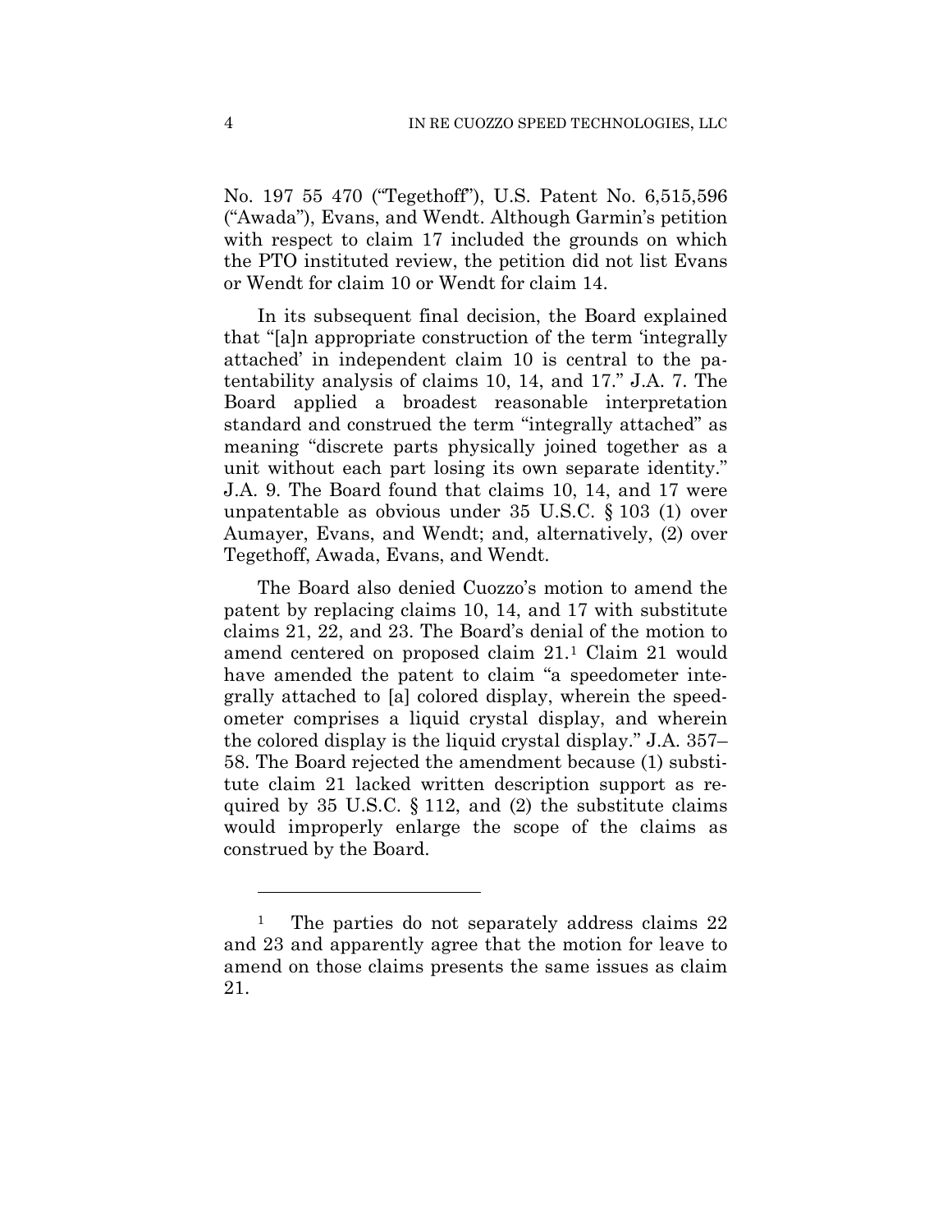No. 197 55 470 ("Tegethoff"), U.S. Patent No. 6,515,596 ("Awada"), Evans, and Wendt. Although Garmin's petition with respect to claim 17 included the grounds on which the PTO instituted review, the petition did not list Evans or Wendt for claim 10 or Wendt for claim 14.

In its subsequent final decision, the Board explained that "[a]n appropriate construction of the term 'integrally attached' in independent claim 10 is central to the patentability analysis of claims 10, 14, and 17." J.A. 7. The Board applied a broadest reasonable interpretation standard and construed the term "integrally attached" as meaning "discrete parts physically joined together as a unit without each part losing its own separate identity." J.A. 9. The Board found that claims 10, 14, and 17 were unpatentable as obvious under 35 U.S.C. § 103 (1) over Aumayer, Evans, and Wendt; and, alternatively, (2) over Tegethoff, Awada, Evans, and Wendt.

The Board also denied Cuozzo's motion to amend the patent by replacing claims 10, 14, and 17 with substitute claims 21, 22, and 23. The Board's denial of the motion to amend centered on proposed claim 21.[1] Claim 21 would have amended the patent to claim "a speedometer integrally attached to [a] colored display, wherein the speedometer comprises a liquid crystal display, and wherein the colored display is the liquid crystal display." J.A. 357–58. The Board rejected the amendment because (1) substitute claim 21 lacked written description support as required by 35 U.S.C. § 112, and (2) the substitute claims would improperly enlarge the scope of the claims as construed by the Board.

---

[1] The parties do not separately address claims 22 and 23 and apparently agree that the motion for leave to amend on those claims presents the same issues as claim 21.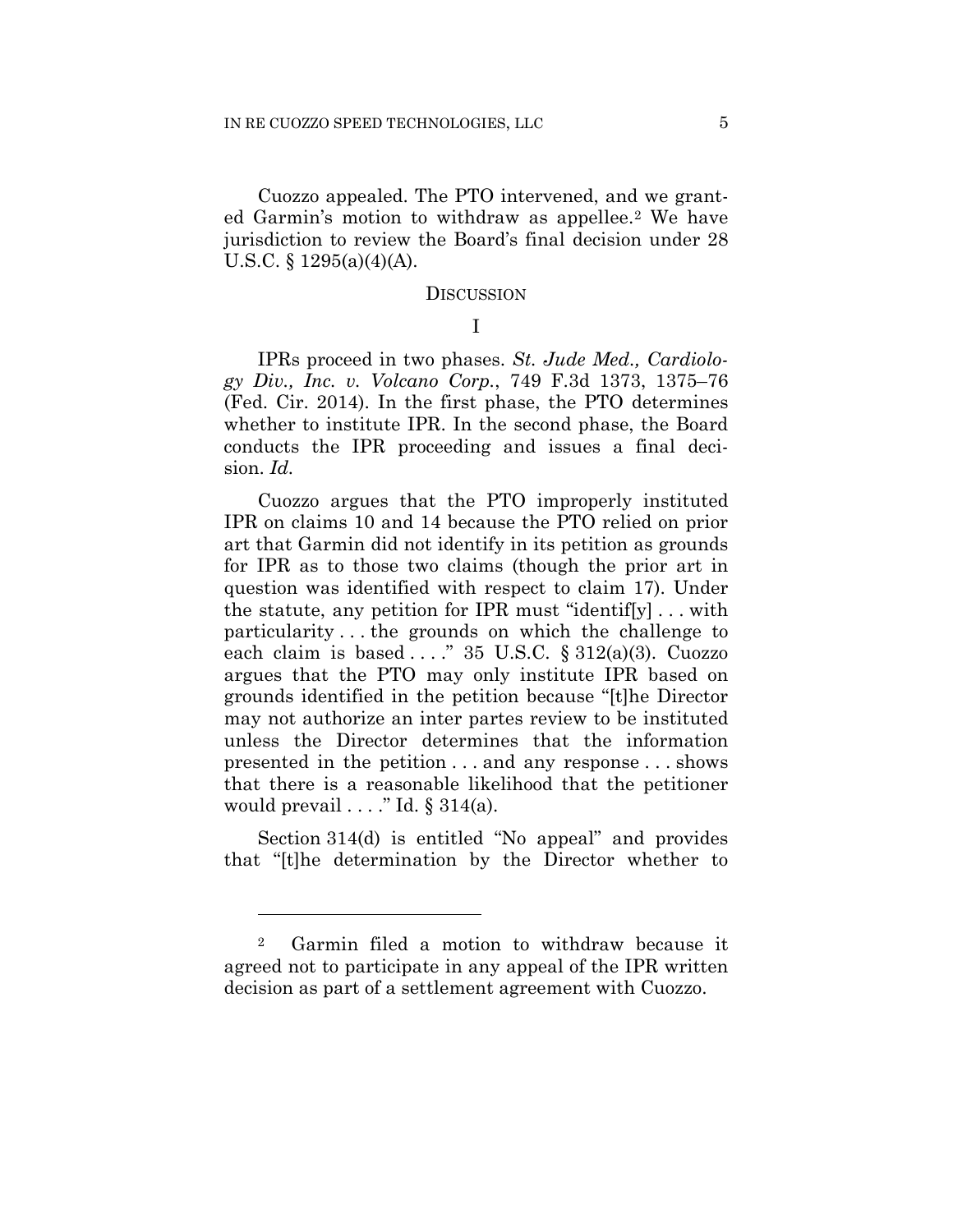Cuozzo appealed. The PTO intervened, and we granted Garmin's motion to withdraw as appellee.[2] We have jurisdiction to review the Board's final decision under 28 U.S.C. § 1295(a)(4)(A).

## DISCUSSION

### I

IPRs proceed in two phases. *St. Jude Med., Cardiology Div., Inc. v. Volcano Corp.*, 749 F.3d 1373, 1375–76 (Fed. Cir. 2014). In the first phase, the PTO determines whether to institute IPR. In the second phase, the Board conducts the IPR proceeding and issues a final decision. *Id.*

Cuozzo argues that the PTO improperly instituted IPR on claims 10 and 14 because the PTO relied on prior art that Garmin did not identify in its petition as grounds for IPR as to those two claims (though the prior art in question was identified with respect to claim 17). Under the statute, any petition for IPR must "identif[y] . . . with particularity . . . the grounds on which the challenge to each claim is based . . . ." 35 U.S.C. § 312(a)(3). Cuozzo argues that the PTO may only institute IPR based on grounds identified in the petition because "[t]he Director may not authorize an inter partes review to be instituted unless the Director determines that the information presented in the petition . . . and any response . . . shows that there is a reasonable likelihood that the petitioner would prevail . . . ." Id. § 314(a).

Section 314(d) is entitled "No appeal" and provides that "[t]he determination by the Director whether to

---

[2] Garmin filed a motion to withdraw because it agreed not to participate in any appeal of the IPR written decision as part of a settlement agreement with Cuozzo.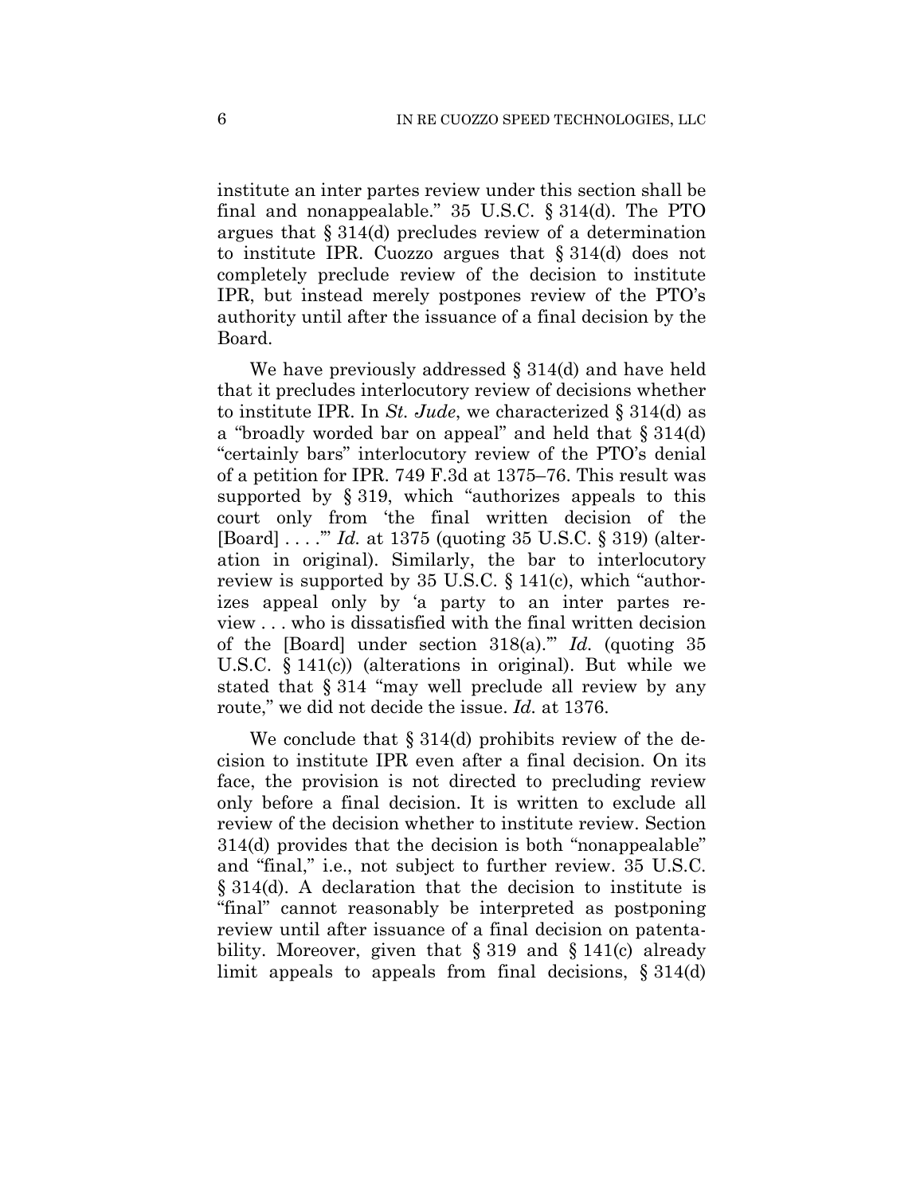institute an inter partes review under this section shall be final and nonappealable." 35 U.S.C. § 314(d). The PTO argues that § 314(d) precludes review of a determination to institute IPR. Cuozzo argues that § 314(d) does not completely preclude review of the decision to institute IPR, but instead merely postpones review of the PTO's authority until after the issuance of a final decision by the Board.

We have previously addressed § 314(d) and have held that it precludes interlocutory review of decisions whether to institute IPR. In *St. Jude*, we characterized § 314(d) as a "broadly worded bar on appeal" and held that § 314(d) "certainly bars" interlocutory review of the PTO's denial of a petition for IPR. 749 F.3d at 1375–76. This result was supported by § 319, which "authorizes appeals to this court only from 'the final written decision of the [Board] . . . .'" *Id.* at 1375 (quoting 35 U.S.C. § 319) (alteration in original). Similarly, the bar to interlocutory review is supported by 35 U.S.C. § 141(c), which "authorizes appeal only by 'a party to an inter partes review . . . who is dissatisfied with the final written decision of the [Board] under section 318(a).'" *Id.* (quoting 35 U.S.C. § 141(c)) (alterations in original). But while we stated that § 314 "may well preclude all review by any route," we did not decide the issue. *Id.* at 1376.

We conclude that § 314(d) prohibits review of the decision to institute IPR even after a final decision. On its face, the provision is not directed to precluding review only before a final decision. It is written to exclude all review of the decision whether to institute review. Section 314(d) provides that the decision is both "nonappealable" and "final," i.e., not subject to further review. 35 U.S.C. § 314(d). A declaration that the decision to institute is "final" cannot reasonably be interpreted as postponing review until after issuance of a final decision on patentability. Moreover, given that § 319 and § 141(c) already limit appeals to appeals from final decisions, § 314(d)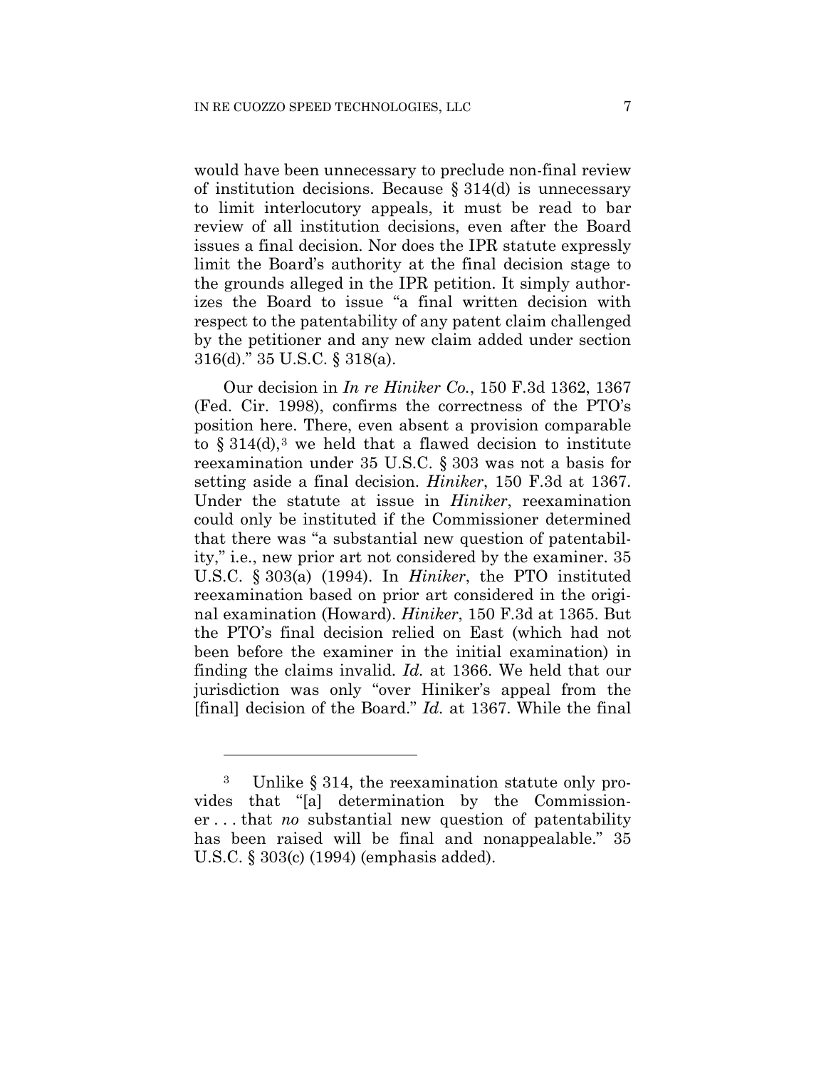would have been unnecessary to preclude non-final review of institution decisions. Because § 314(d) is unnecessary to limit interlocutory appeals, it must be read to bar review of all institution decisions, even after the Board issues a final decision. Nor does the IPR statute expressly limit the Board's authority at the final decision stage to the grounds alleged in the IPR petition. It simply authorizes the Board to issue "a final written decision with respect to the patentability of any patent claim challenged by the petitioner and any new claim added under section 316(d)." 35 U.S.C. § 318(a).

Our decision in *In re Hiniker Co.*, 150 F.3d 1362, 1367 (Fed. Cir. 1998), confirms the correctness of the PTO's position here. There, even absent a provision comparable to § 314(d),[3] we held that a flawed decision to institute reexamination under 35 U.S.C. § 303 was not a basis for setting aside a final decision. *Hiniker*, 150 F.3d at 1367. Under the statute at issue in *Hiniker*, reexamination could only be instituted if the Commissioner determined that there was "a substantial new question of patentability," i.e., new prior art not considered by the examiner. 35 U.S.C. § 303(a) (1994). In *Hiniker*, the PTO instituted reexamination based on prior art considered in the original examination (Howard). *Hiniker*, 150 F.3d at 1365. But the PTO's final decision relied on East (which had not been before the examiner in the initial examination) in finding the claims invalid. *Id.* at 1366. We held that our jurisdiction was only "over Hiniker's appeal from the [final] decision of the Board." *Id.* at 1367. While the final

---

[3] Unlike § 314, the reexamination statute only provides that "[a] determination by the Commissioner . . . that *no* substantial new question of patentability has been raised will be final and nonappealable." 35 U.S.C. § 303(c) (1994) (emphasis added).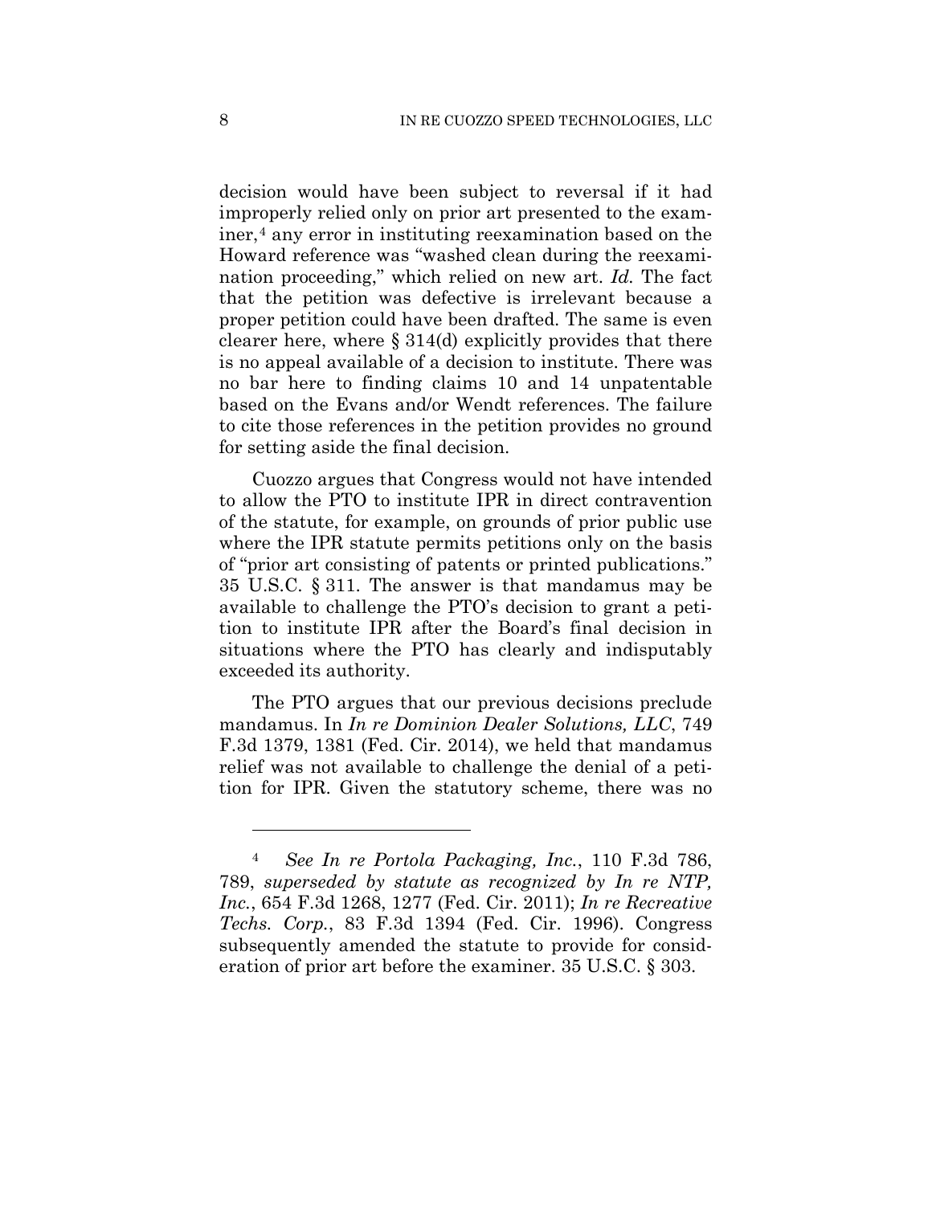decision would have been subject to reversal if it had improperly relied only on prior art presented to the examiner,[4] any error in instituting reexamination based on the Howard reference was "washed clean during the reexamination proceeding," which relied on new art. *Id.* The fact that the petition was defective is irrelevant because a proper petition could have been drafted. The same is even clearer here, where § 314(d) explicitly provides that there is no appeal available of a decision to institute. There was no bar here to finding claims 10 and 14 unpatentable based on the Evans and/or Wendt references. The failure to cite those references in the petition provides no ground for setting aside the final decision.

Cuozzo argues that Congress would not have intended to allow the PTO to institute IPR in direct contravention of the statute, for example, on grounds of prior public use where the IPR statute permits petitions only on the basis of "prior art consisting of patents or printed publications." 35 U.S.C. § 311. The answer is that mandamus may be available to challenge the PTO's decision to grant a petition to institute IPR after the Board's final decision in situations where the PTO has clearly and indisputably exceeded its authority.

The PTO argues that our previous decisions preclude mandamus. In *In re Dominion Dealer Solutions, LLC*, 749 F.3d 1379, 1381 (Fed. Cir. 2014), we held that mandamus relief was not available to challenge the denial of a petition for IPR. Given the statutory scheme, there was no

---

[4] *See In re Portola Packaging, Inc.*, 110 F.3d 786, 789, *superseded by statute as recognized by In re NTP, Inc.*, 654 F.3d 1268, 1277 (Fed. Cir. 2011); *In re Recreative Techs. Corp.*, 83 F.3d 1394 (Fed. Cir. 1996). Congress subsequently amended the statute to provide for consideration of prior art before the examiner. 35 U.S.C. § 303.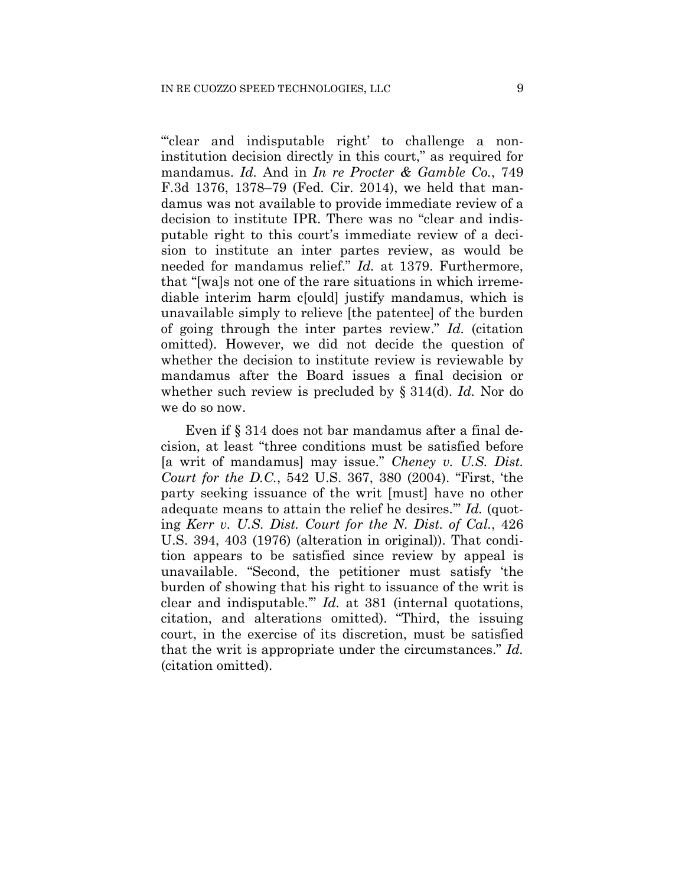"'clear and indisputable right' to challenge a non-institution decision directly in this court," as required for mandamus. *Id.* And in *In re Procter & Gamble Co.*, 749 F.3d 1376, 1378–79 (Fed. Cir. 2014), we held that mandamus was not available to provide immediate review of a decision to institute IPR. There was no "clear and indisputable right to this court's immediate review of a decision to institute an inter partes review, as would be needed for mandamus relief." *Id.* at 1379. Furthermore, that "[wa]s not one of the rare situations in which irremediable interim harm c[ould] justify mandamus, which is unavailable simply to relieve [the patentee] of the burden of going through the inter partes review." *Id.* (citation omitted). However, we did not decide the question of whether the decision to institute review is reviewable by mandamus after the Board issues a final decision or whether such review is precluded by § 314(d). *Id.* Nor do we do so now.

Even if § 314 does not bar mandamus after a final decision, at least "three conditions must be satisfied before [a writ of mandamus] may issue." *Cheney v. U.S. Dist. Court for the D.C.*, 542 U.S. 367, 380 (2004). "First, 'the party seeking issuance of the writ [must] have no other adequate means to attain the relief he desires.'" *Id.* (quoting *Kerr v. U.S. Dist. Court for the N. Dist. of Cal.*, 426 U.S. 394, 403 (1976) (alteration in original)). That condition appears to be satisfied since review by appeal is unavailable. "Second, the petitioner must satisfy 'the burden of showing that his right to issuance of the writ is clear and indisputable.'" *Id.* at 381 (internal quotations, citation, and alterations omitted). "Third, the issuing court, in the exercise of its discretion, must be satisfied that the writ is appropriate under the circumstances." *Id.* (citation omitted).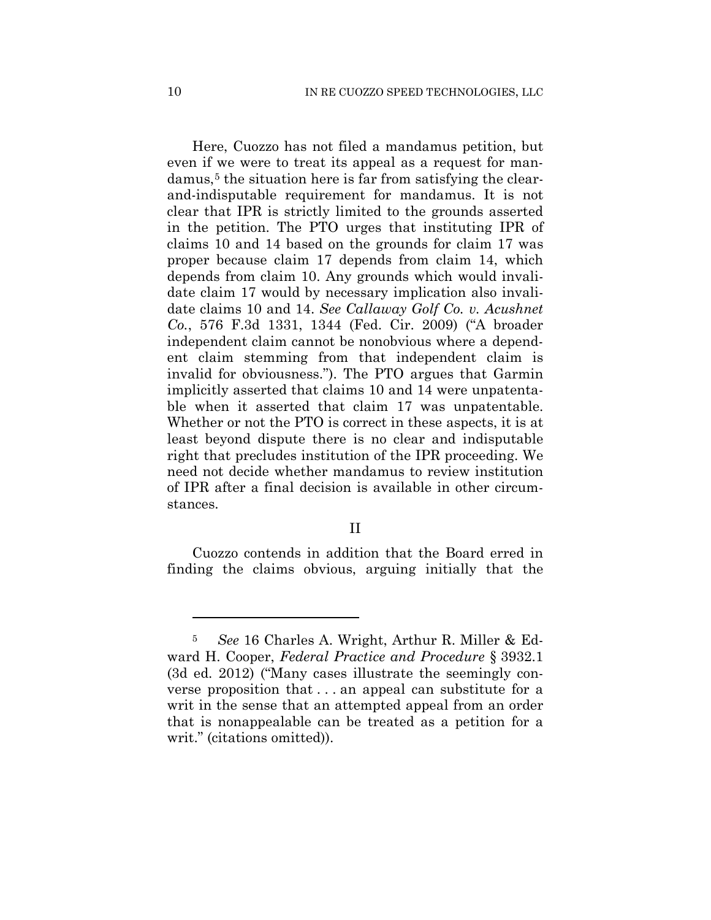Here, Cuozzo has not filed a mandamus petition, but even if we were to treat its appeal as a request for mandamus,[5] the situation here is far from satisfying the clear-and-indisputable requirement for mandamus. It is not clear that IPR is strictly limited to the grounds asserted in the petition. The PTO urges that instituting IPR of claims 10 and 14 based on the grounds for claim 17 was proper because claim 17 depends from claim 14, which depends from claim 10. Any grounds which would invalidate claim 17 would by necessary implication also invalidate claims 10 and 14. *See Callaway Golf Co. v. Acushnet Co.*, 576 F.3d 1331, 1344 (Fed. Cir. 2009) ("A broader independent claim cannot be nonobvious where a dependent claim stemming from that independent claim is invalid for obviousness."). The PTO argues that Garmin implicitly asserted that claims 10 and 14 were unpatentable when it asserted that claim 17 was unpatentable. Whether or not the PTO is correct in these aspects, it is at least beyond dispute there is no clear and indisputable right that precludes institution of the IPR proceeding. We need not decide whether mandamus to review institution of IPR after a final decision is available in other circumstances.

## II

Cuozzo contends in addition that the Board erred in finding the claims obvious, arguing initially that the

---

[5] *See* 16 Charles A. Wright, Arthur R. Miller & Edward H. Cooper, *Federal Practice and Procedure* § 3932.1 (3d ed. 2012) ("Many cases illustrate the seemingly converse proposition that . . . an appeal can substitute for a writ in the sense that an attempted appeal from an order that is nonappealable can be treated as a petition for a writ." (citations omitted)).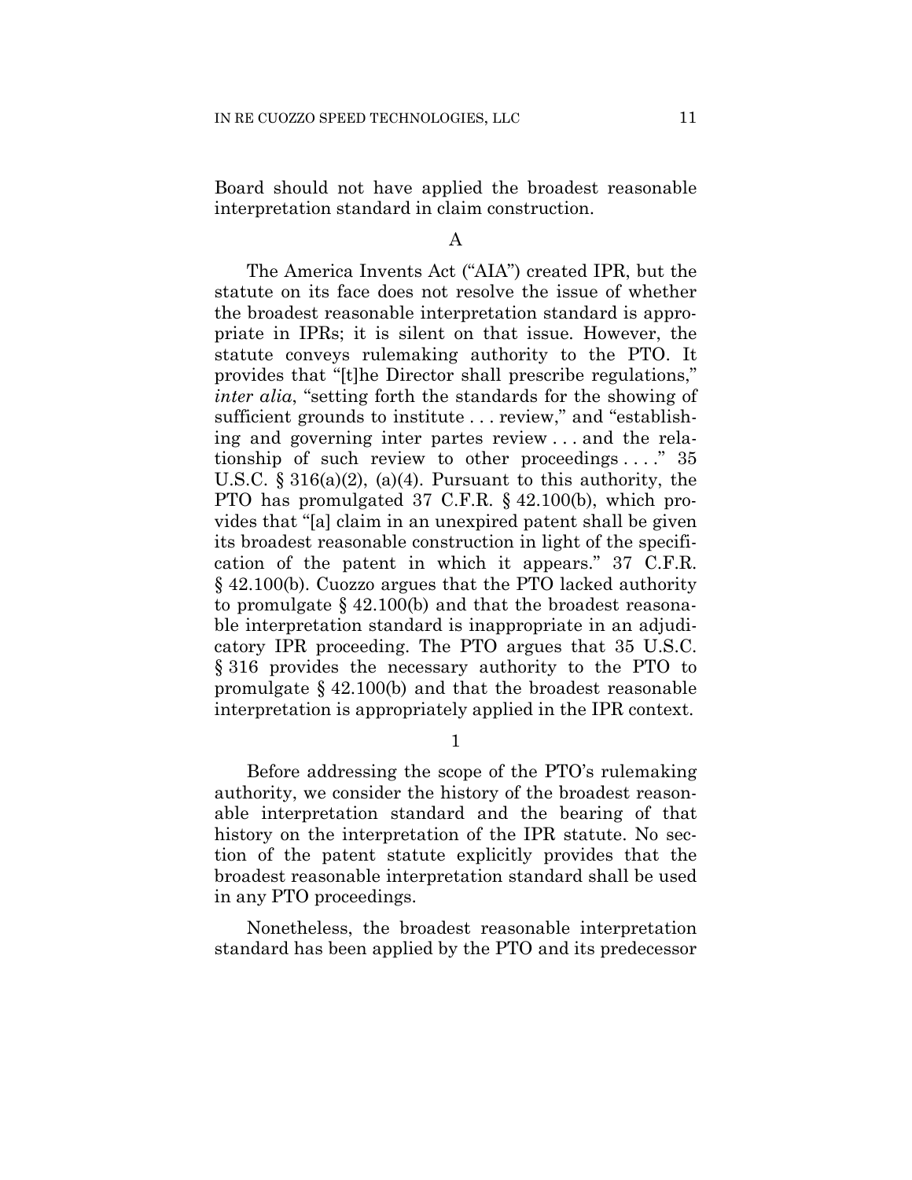Board should not have applied the broadest reasonable interpretation standard in claim construction.

A

The America Invents Act ("AIA") created IPR, but the statute on its face does not resolve the issue of whether the broadest reasonable interpretation standard is appropriate in IPRs; it is silent on that issue. However, the statute conveys rulemaking authority to the PTO. It provides that "[t]he Director shall prescribe regulations," *inter alia*, "setting forth the standards for the showing of sufficient grounds to institute . . . review," and "establishing and governing inter partes review . . . and the relationship of such review to other proceedings . . . ." 35 U.S.C. § 316(a)(2), (a)(4). Pursuant to this authority, the PTO has promulgated 37 C.F.R. § 42.100(b), which provides that "[a] claim in an unexpired patent shall be given its broadest reasonable construction in light of the specification of the patent in which it appears." 37 C.F.R. § 42.100(b). Cuozzo argues that the PTO lacked authority to promulgate § 42.100(b) and that the broadest reasonable interpretation standard is inappropriate in an adjudicatory IPR proceeding. The PTO argues that 35 U.S.C. § 316 provides the necessary authority to the PTO to promulgate § 42.100(b) and that the broadest reasonable interpretation is appropriately applied in the IPR context.

1

Before addressing the scope of the PTO's rulemaking authority, we consider the history of the broadest reasonable interpretation standard and the bearing of that history on the interpretation of the IPR statute. No section of the patent statute explicitly provides that the broadest reasonable interpretation standard shall be used in any PTO proceedings.

Nonetheless, the broadest reasonable interpretation standard has been applied by the PTO and its predecessor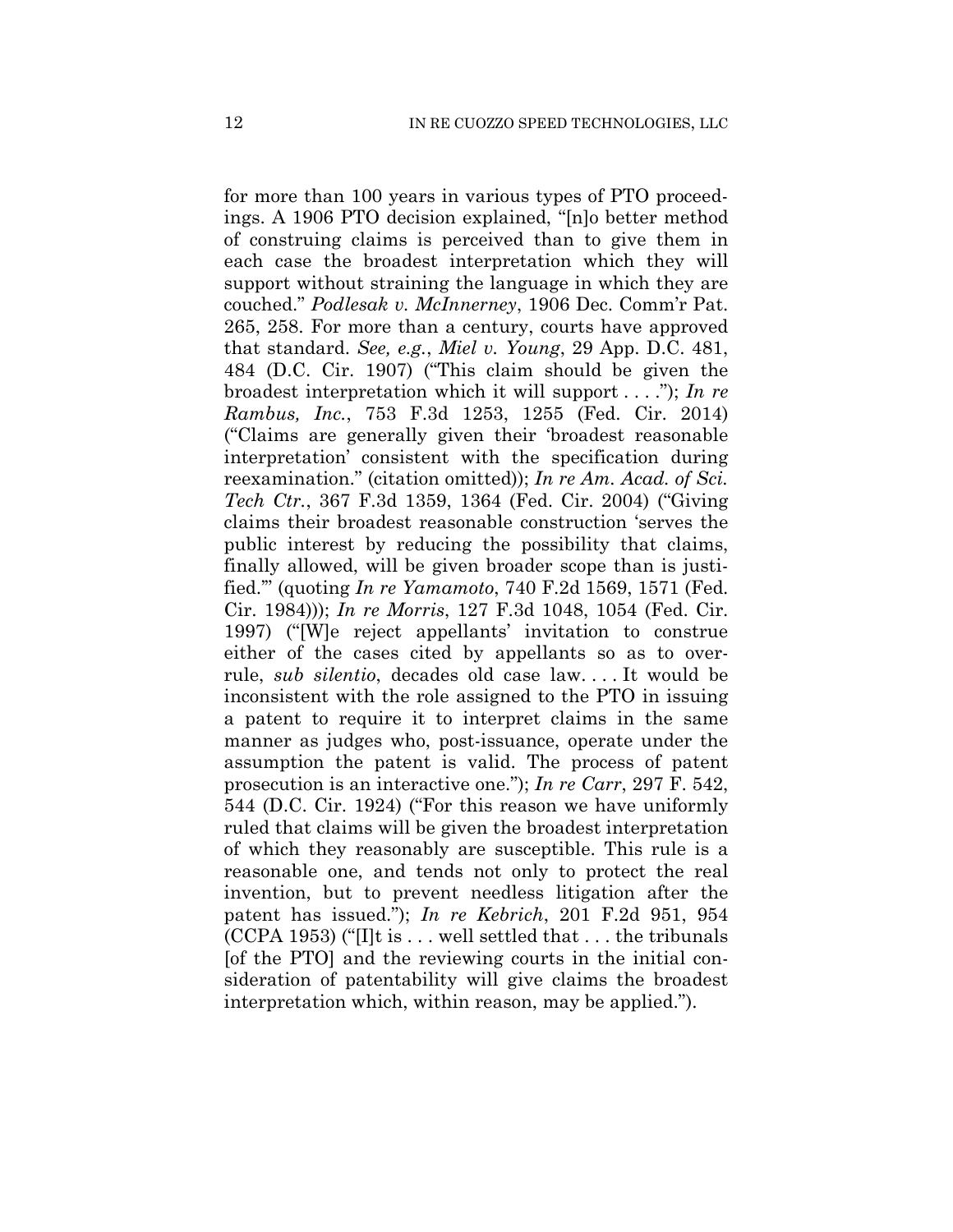for more than 100 years in various types of PTO proceedings. A 1906 PTO decision explained, "[n]o better method of construing claims is perceived than to give them in each case the broadest interpretation which they will support without straining the language in which they are couched." *Podlesak v. McInnerney*, 1906 Dec. Comm'r Pat. 265, 258. For more than a century, courts have approved that standard. *See, e.g.*, *Miel v. Young*, 29 App. D.C. 481, 484 (D.C. Cir. 1907) ("This claim should be given the broadest interpretation which it will support . . . ."); *In re Rambus, Inc.*, 753 F.3d 1253, 1255 (Fed. Cir. 2014) ("Claims are generally given their 'broadest reasonable interpretation' consistent with the specification during reexamination." (citation omitted)); *In re Am. Acad. of Sci. Tech Ctr.*, 367 F.3d 1359, 1364 (Fed. Cir. 2004) ("Giving claims their broadest reasonable construction 'serves the public interest by reducing the possibility that claims, finally allowed, will be given broader scope than is justified.'" (quoting *In re Yamamoto*, 740 F.2d 1569, 1571 (Fed. Cir. 1984))); *In re Morris*, 127 F.3d 1048, 1054 (Fed. Cir. 1997) ("[W]e reject appellants' invitation to construe either of the cases cited by appellants so as to overrule, *sub silentio*, decades old case law. . . . It would be inconsistent with the role assigned to the PTO in issuing a patent to require it to interpret claims in the same manner as judges who, post-issuance, operate under the assumption the patent is valid. The process of patent prosecution is an interactive one."); *In re Carr*, 297 F. 542, 544 (D.C. Cir. 1924) ("For this reason we have uniformly ruled that claims will be given the broadest interpretation of which they reasonably are susceptible. This rule is a reasonable one, and tends not only to protect the real invention, but to prevent needless litigation after the patent has issued."); *In re Kebrich*, 201 F.2d 951, 954 (CCPA 1953) ("[I]t is . . . well settled that . . . the tribunals [of the PTO] and the reviewing courts in the initial consideration of patentability will give claims the broadest interpretation which, within reason, may be applied.").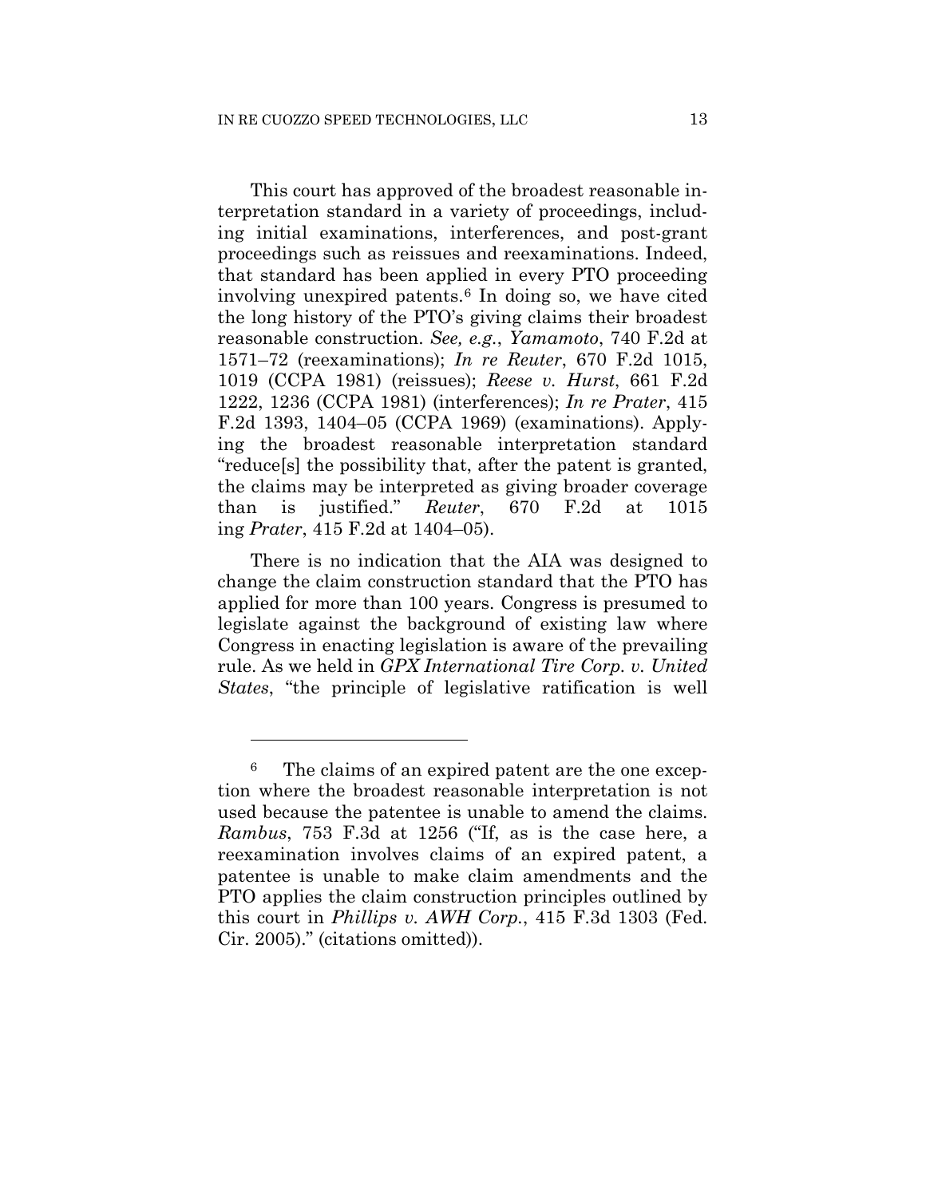This court has approved of the broadest reasonable interpretation standard in a variety of proceedings, including initial examinations, interferences, and post-grant proceedings such as reissues and reexaminations. Indeed, that standard has been applied in every PTO proceeding involving unexpired patents.[6] In doing so, we have cited the long history of the PTO's giving claims their broadest reasonable construction. *See, e.g.*, *Yamamoto*, 740 F.2d at 1571–72 (reexaminations); *In re Reuter*, 670 F.2d 1015, 1019 (CCPA 1981) (reissues); *Reese v. Hurst*, 661 F.2d 1222, 1236 (CCPA 1981) (interferences); *In re Prater*, 415 F.2d 1393, 1404–05 (CCPA 1969) (examinations). Applying the broadest reasonable interpretation standard "reduce[s] the possibility that, after the patent is granted, the claims may be interpreted as giving broader coverage than is justified." *Reuter*, 670 F.2d at 1015 ing *Prater*, 415 F.2d at 1404–05).

There is no indication that the AIA was designed to change the claim construction standard that the PTO has applied for more than 100 years. Congress is presumed to legislate against the background of existing law where Congress in enacting legislation is aware of the prevailing rule. As we held in *GPX International Tire Corp. v. United States*, "the principle of legislative ratification is well

---

[6] The claims of an expired patent are the one exception where the broadest reasonable interpretation is not used because the patentee is unable to amend the claims. *Rambus*, 753 F.3d at 1256 ("If, as is the case here, a reexamination involves claims of an expired patent, a patentee is unable to make claim amendments and the PTO applies the claim construction principles outlined by this court in *Phillips v. AWH Corp.*, 415 F.3d 1303 (Fed. Cir. 2005)." (citations omitted)).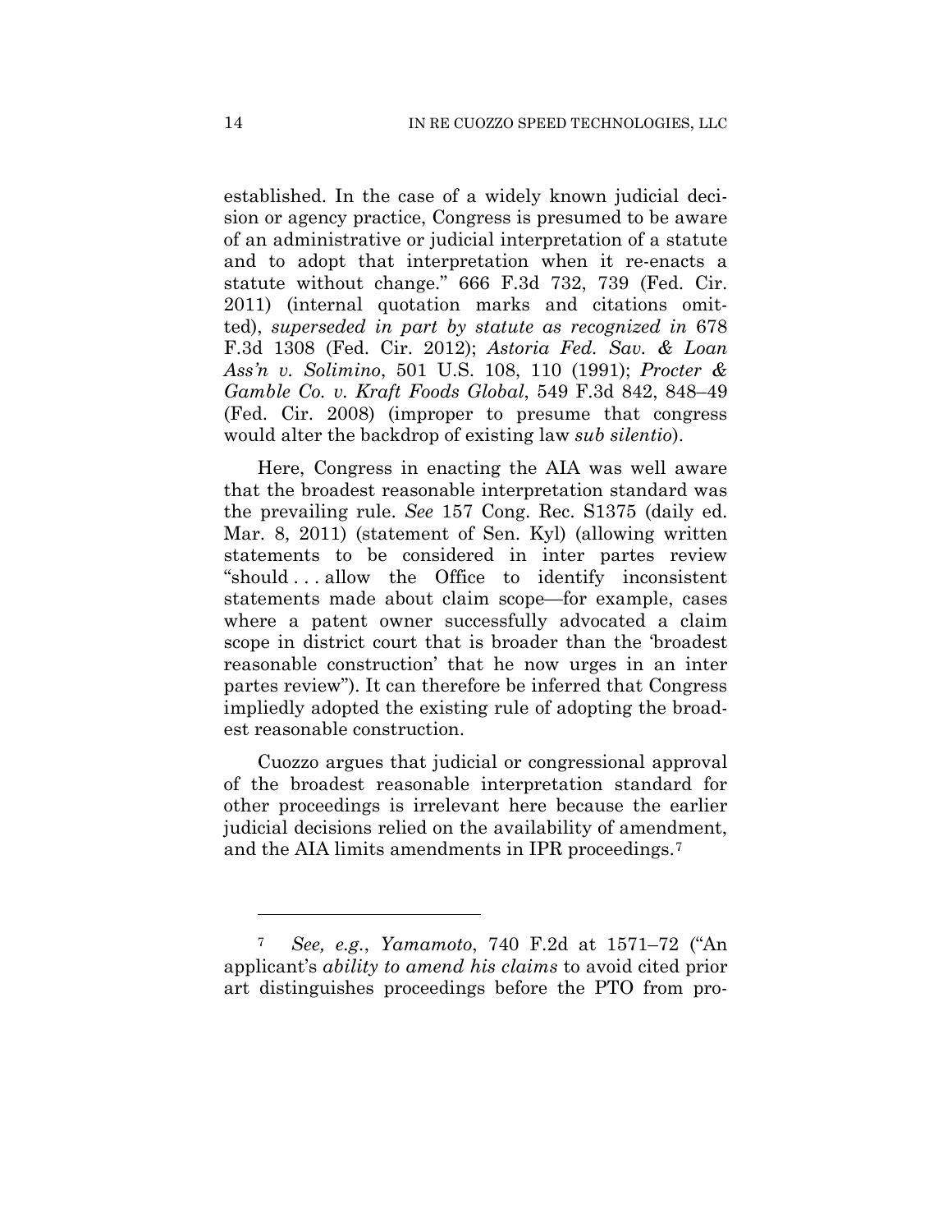established. In the case of a widely known judicial decision or agency practice, Congress is presumed to be aware of an administrative or judicial interpretation of a statute and to adopt that interpretation when it re-enacts a statute without change." 666 F.3d 732, 739 (Fed. Cir. 2011) (internal quotation marks and citations omitted), *superseded in part by statute as recognized in* 678 F.3d 1308 (Fed. Cir. 2012); *Astoria Fed. Sav. & Loan Ass'n v. Solimino*, 501 U.S. 108, 110 (1991); *Procter & Gamble Co. v. Kraft Foods Global*, 549 F.3d 842, 848–49 (Fed. Cir. 2008) (improper to presume that congress would alter the backdrop of existing law *sub silentio*).

Here, Congress in enacting the AIA was well aware that the broadest reasonable interpretation standard was the prevailing rule. *See* 157 Cong. Rec. S1375 (daily ed. Mar. 8, 2011) (statement of Sen. Kyl) (allowing written statements to be considered in inter partes review "should . . . allow the Office to identify inconsistent statements made about claim scope—for example, cases where a patent owner successfully advocated a claim scope in district court that is broader than the 'broadest reasonable construction' that he now urges in an inter partes review"). It can therefore be inferred that Congress impliedly adopted the existing rule of adopting the broadest reasonable construction.

Cuozzo argues that judicial or congressional approval of the broadest reasonable interpretation standard for other proceedings is irrelevant here because the earlier judicial decisions relied on the availability of amendment, and the AIA limits amendments in IPR proceedings.[7]

---

[7] *See, e.g.*, *Yamamoto*, 740 F.2d at 1571–72 ("An applicant's *ability to amend his claims* to avoid cited prior art distinguishes proceedings before the PTO from pro-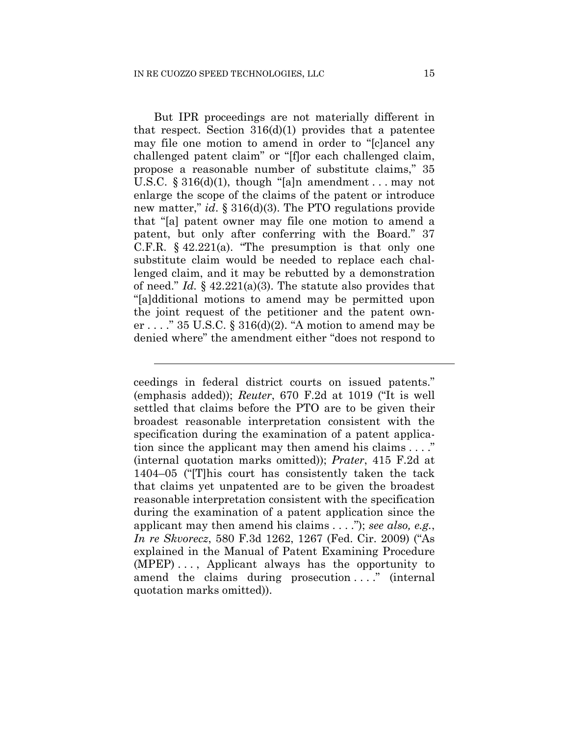But IPR proceedings are not materially different in that respect. Section 316(d)(1) provides that a patentee may file one motion to amend in order to "[c]ancel any challenged patent claim" or "[f]or each challenged claim, propose a reasonable number of substitute claims," 35 U.S.C. § 316(d)(1), though "[a]n amendment . . . may not enlarge the scope of the claims of the patent or introduce new matter," *id*. § 316(d)(3). The PTO regulations provide that "[a] patent owner may file one motion to amend a patent, but only after conferring with the Board." 37 C.F.R. § 42.221(a). "The presumption is that only one substitute claim would be needed to replace each challenged claim, and it may be rebutted by a demonstration of need." *Id.* § 42.221(a)(3). The statute also provides that "[a]dditional motions to amend may be permitted upon the joint request of the petitioner and the patent owner . . . ." 35 U.S.C. § 316(d)(2). "A motion to amend may be denied where" the amendment either "does not respond to

---

ceedings in federal district courts on issued patents." (emphasis added)); *Reuter*, 670 F.2d at 1019 ("It is well settled that claims before the PTO are to be given their broadest reasonable interpretation consistent with the specification during the examination of a patent application since the applicant may then amend his claims . . . ." (internal quotation marks omitted)); *Prater*, 415 F.2d at 1404–05 ("[T]his court has consistently taken the tack that claims yet unpatented are to be given the broadest reasonable interpretation consistent with the specification during the examination of a patent application since the applicant may then amend his claims . . . ."); *see also, e.g.*, *In re Skvorecz*, 580 F.3d 1262, 1267 (Fed. Cir. 2009) ("As explained in the Manual of Patent Examining Procedure (MPEP) . . . , Applicant always has the opportunity to amend the claims during prosecution . . . ." (internal quotation marks omitted)).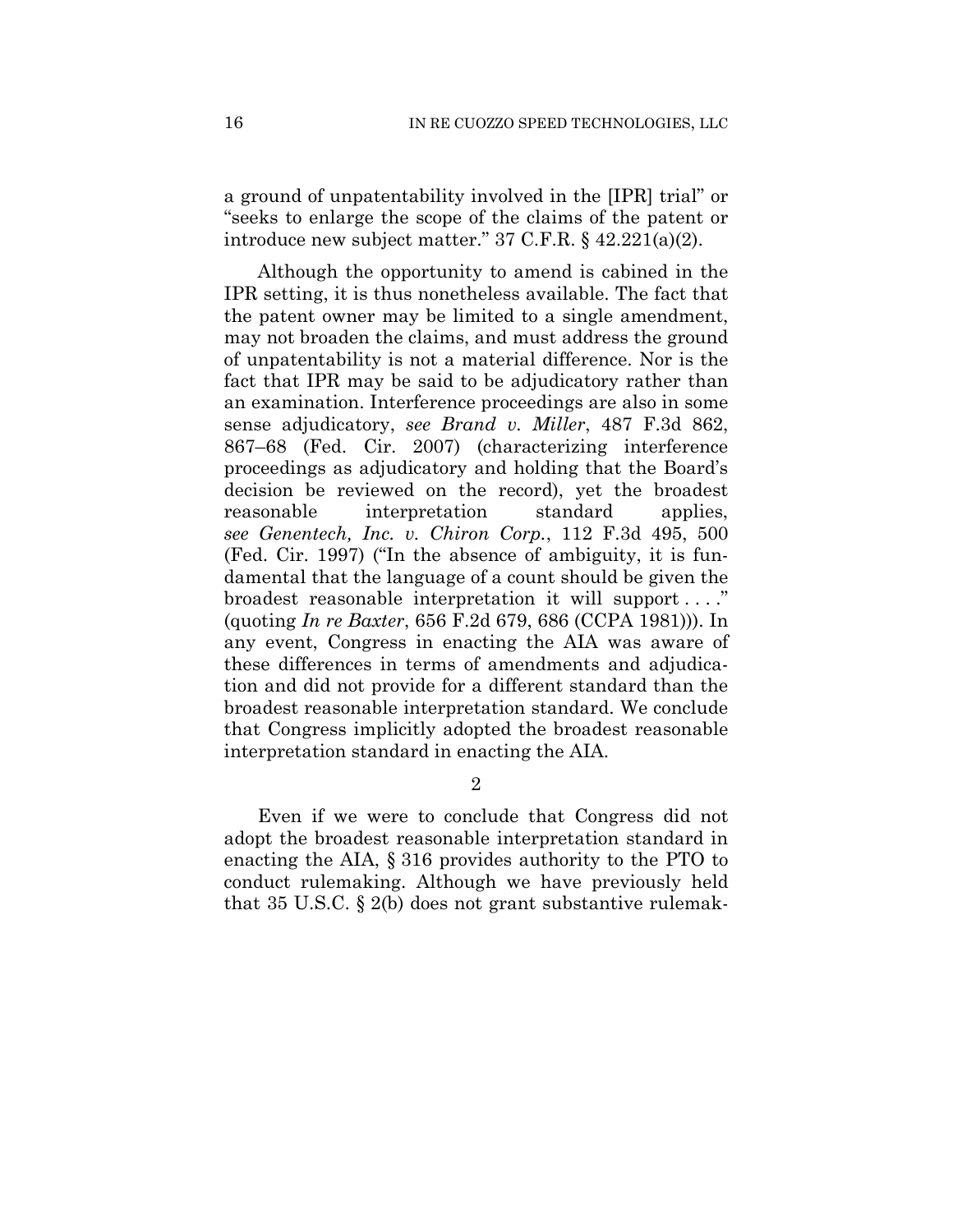a ground of unpatentability involved in the [IPR] trial" or "seeks to enlarge the scope of the claims of the patent or introduce new subject matter." 37 C.F.R. § 42.221(a)(2).

Although the opportunity to amend is cabined in the IPR setting, it is thus nonetheless available. The fact that the patent owner may be limited to a single amendment, may not broaden the claims, and must address the ground of unpatentability is not a material difference. Nor is the fact that IPR may be said to be adjudicatory rather than an examination. Interference proceedings are also in some sense adjudicatory, *see Brand v. Miller*, 487 F.3d 862, 867–68 (Fed. Cir. 2007) (characterizing interference proceedings as adjudicatory and holding that the Board's decision be reviewed on the record), yet the broadest reasonable interpretation standard applies, *see Genentech, Inc. v. Chiron Corp.*, 112 F.3d 495, 500 (Fed. Cir. 1997) ("In the absence of ambiguity, it is fundamental that the language of a count should be given the broadest reasonable interpretation it will support . . . ." (quoting *In re Baxter*, 656 F.2d 679, 686 (CCPA 1981))). In any event, Congress in enacting the AIA was aware of these differences in terms of amendments and adjudication and did not provide for a different standard than the broadest reasonable interpretation standard. We conclude that Congress implicitly adopted the broadest reasonable interpretation standard in enacting the AIA.

2

Even if we were to conclude that Congress did not adopt the broadest reasonable interpretation standard in enacting the AIA, § 316 provides authority to the PTO to conduct rulemaking. Although we have previously held that 35 U.S.C. § 2(b) does not grant substantive rulemak-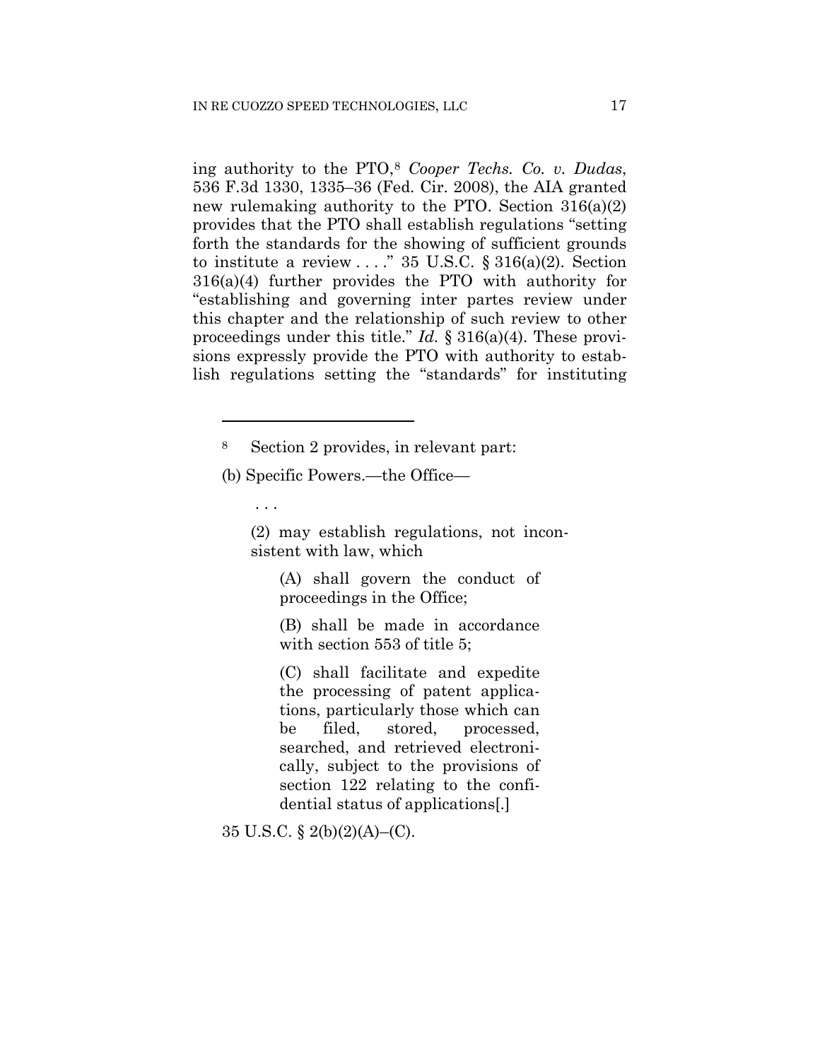ing authority to the PTO,[8] *Cooper Techs. Co. v. Dudas*, 536 F.3d 1330, 1335–36 (Fed. Cir. 2008), the AIA granted new rulemaking authority to the PTO. Section 316(a)(2) provides that the PTO shall establish regulations "setting forth the standards for the showing of sufficient grounds to institute a review . . . ." 35 U.S.C. § 316(a)(2). Section 316(a)(4) further provides the PTO with authority for "establishing and governing inter partes review under this chapter and the relationship of such review to other proceedings under this title." *Id.* § 316(a)(4). These provisions expressly provide the PTO with authority to establish regulations setting the "standards" for instituting

---

[8] Section 2 provides, in relevant part:

(b) Specific Powers.—the Office—

> . . .
>
> (2) may establish regulations, not inconsistent with law, which
>
> > (A) shall govern the conduct of proceedings in the Office;
> >
> > (B) shall be made in accordance with section 553 of title 5;
> >
> > (C) shall facilitate and expedite the processing of patent applications, particularly those which can be filed, stored, processed, searched, and retrieved electronically, subject to the provisions of section 122 relating to the confidential status of applications[.]

35 U.S.C. § 2(b)(2)(A)–(C).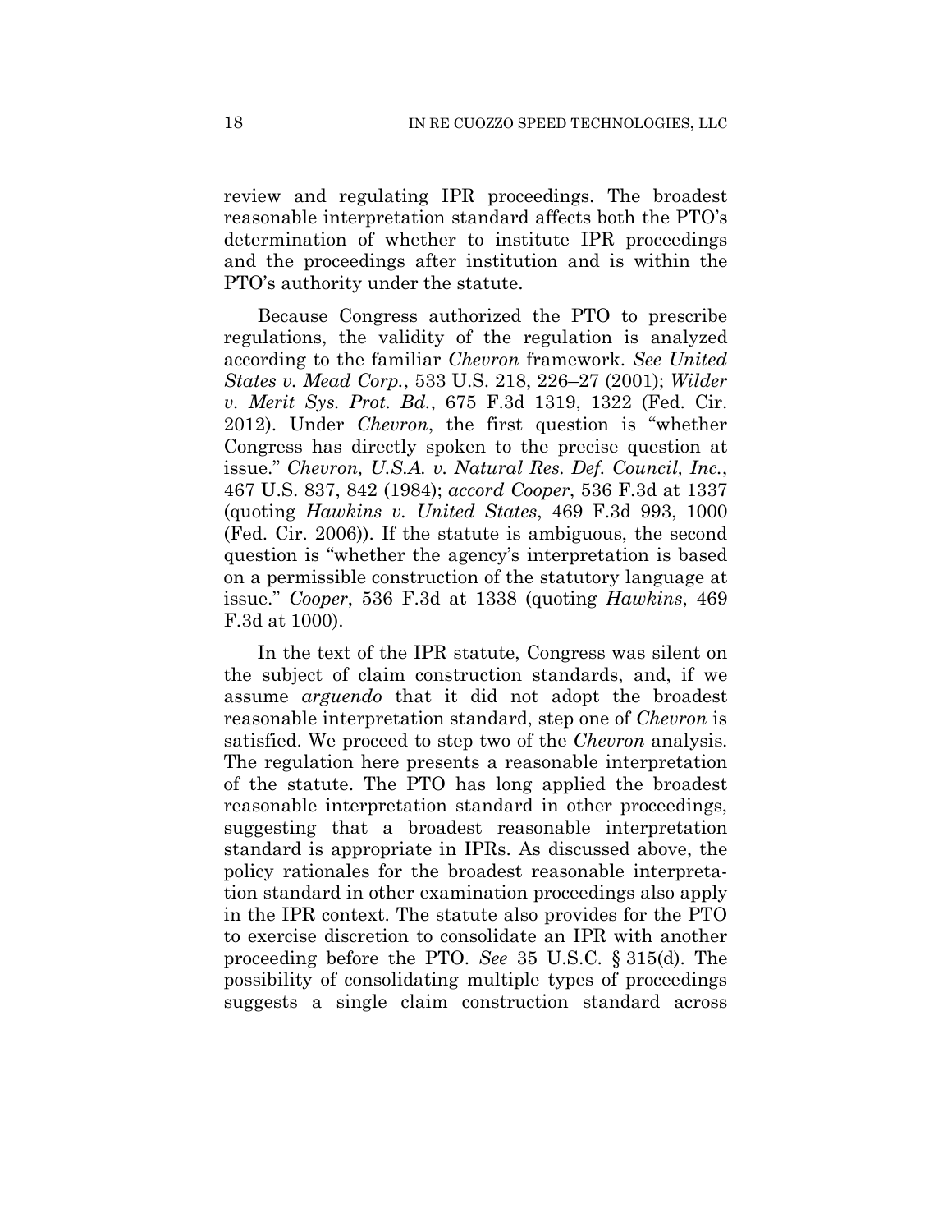review and regulating IPR proceedings. The broadest reasonable interpretation standard affects both the PTO's determination of whether to institute IPR proceedings and the proceedings after institution and is within the PTO's authority under the statute.

Because Congress authorized the PTO to prescribe regulations, the validity of the regulation is analyzed according to the familiar *Chevron* framework. *See United States v. Mead Corp.*, 533 U.S. 218, 226–27 (2001); *Wilder v. Merit Sys. Prot. Bd.*, 675 F.3d 1319, 1322 (Fed. Cir. 2012). Under *Chevron*, the first question is "whether Congress has directly spoken to the precise question at issue." *Chevron, U.S.A. v. Natural Res. Def. Council, Inc.*, 467 U.S. 837, 842 (1984); *accord Cooper*, 536 F.3d at 1337 (quoting *Hawkins v. United States*, 469 F.3d 993, 1000 (Fed. Cir. 2006)). If the statute is ambiguous, the second question is "whether the agency's interpretation is based on a permissible construction of the statutory language at issue." *Cooper*, 536 F.3d at 1338 (quoting *Hawkins*, 469 F.3d at 1000).

In the text of the IPR statute, Congress was silent on the subject of claim construction standards, and, if we assume *arguendo* that it did not adopt the broadest reasonable interpretation standard, step one of *Chevron* is satisfied. We proceed to step two of the *Chevron* analysis. The regulation here presents a reasonable interpretation of the statute. The PTO has long applied the broadest reasonable interpretation standard in other proceedings, suggesting that a broadest reasonable interpretation standard is appropriate in IPRs. As discussed above, the policy rationales for the broadest reasonable interpretation standard in other examination proceedings also apply in the IPR context. The statute also provides for the PTO to exercise discretion to consolidate an IPR with another proceeding before the PTO. *See* 35 U.S.C. § 315(d). The possibility of consolidating multiple types of proceedings suggests a single claim construction standard across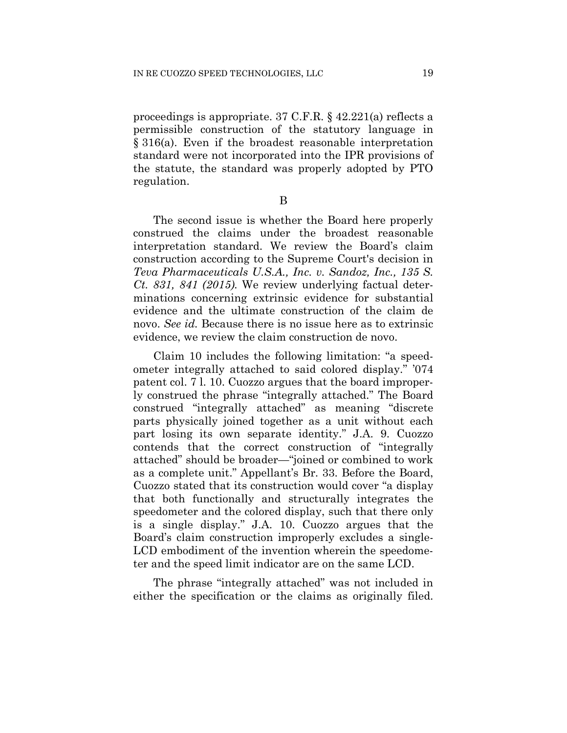proceedings is appropriate. 37 C.F.R. § 42.221(a) reflects a permissible construction of the statutory language in § 316(a). Even if the broadest reasonable interpretation standard were not incorporated into the IPR provisions of the statute, the standard was properly adopted by PTO regulation.

B

The second issue is whether the Board here properly construed the claims under the broadest reasonable interpretation standard. We review the Board's claim construction according to the Supreme Court's decision in *Teva Pharmaceuticals U.S.A., Inc. v. Sandoz, Inc., 135 S. Ct. 831, 841 (2015)*. We review underlying factual determinations concerning extrinsic evidence for substantial evidence and the ultimate construction of the claim de novo. *See id.* Because there is no issue here as to extrinsic evidence, we review the claim construction de novo.

Claim 10 includes the following limitation: "a speedometer integrally attached to said colored display." '074 patent col. 7 l. 10. Cuozzo argues that the board improperly construed the phrase "integrally attached." The Board construed "integrally attached" as meaning "discrete parts physically joined together as a unit without each part losing its own separate identity." J.A. 9. Cuozzo contends that the correct construction of "integrally attached" should be broader—"joined or combined to work as a complete unit." Appellant's Br. 33. Before the Board, Cuozzo stated that its construction would cover "a display that both functionally and structurally integrates the speedometer and the colored display, such that there only is a single display." J.A. 10. Cuozzo argues that the Board's claim construction improperly excludes a single-LCD embodiment of the invention wherein the speedometer and the speed limit indicator are on the same LCD.

The phrase "integrally attached" was not included in either the specification or the claims as originally filed.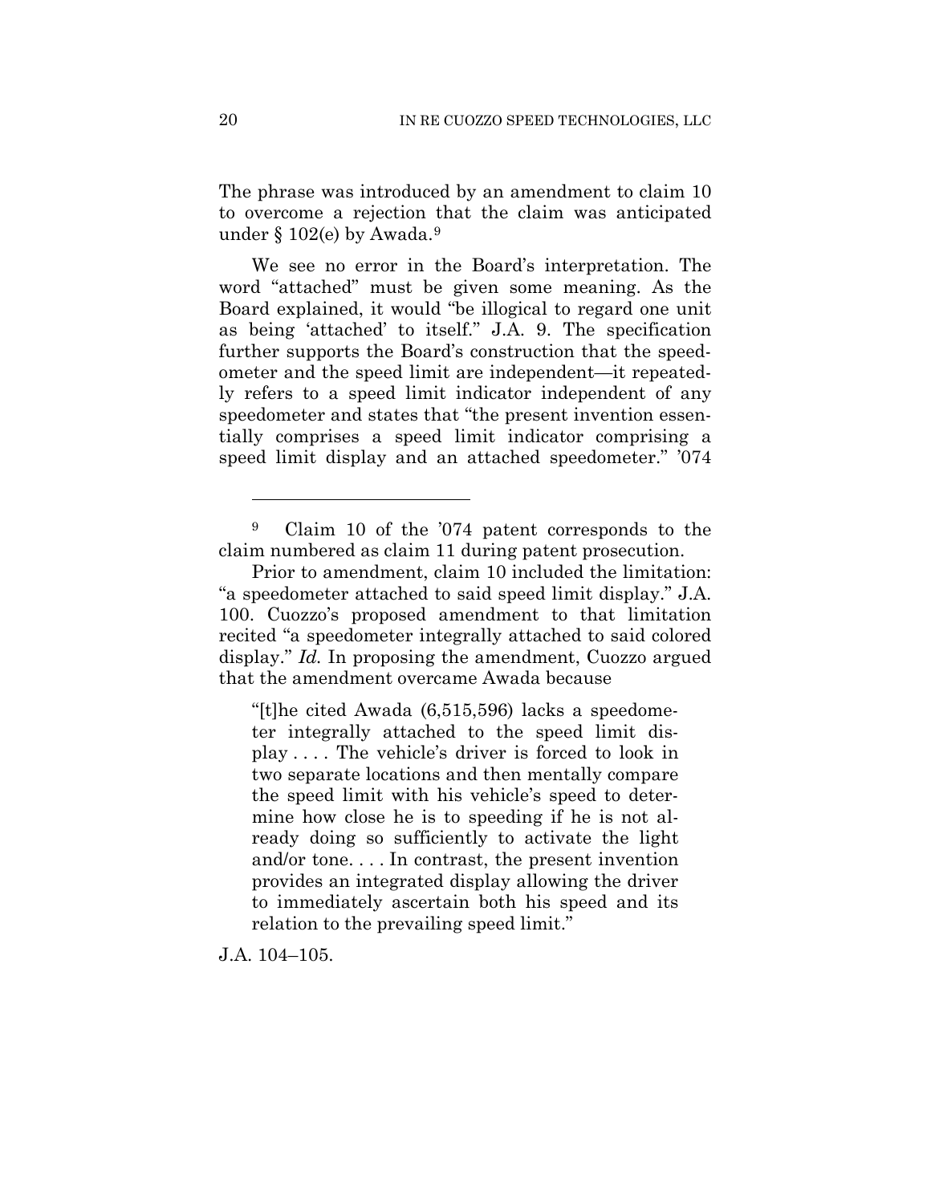The phrase was introduced by an amendment to claim 10 to overcome a rejection that the claim was anticipated under § 102(e) by Awada.[9]

We see no error in the Board's interpretation. The word "attached" must be given some meaning. As the Board explained, it would "be illogical to regard one unit as being 'attached' to itself." J.A. 9. The specification further supports the Board's construction that the speedometer and the speed limit are independent—it repeatedly refers to a speed limit indicator independent of any speedometer and states that "the present invention essentially comprises a speed limit indicator comprising a speed limit display and an attached speedometer." '074

---

[9] Claim 10 of the '074 patent corresponds to the claim numbered as claim 11 during patent prosecution.

Prior to amendment, claim 10 included the limitation: "a speedometer attached to said speed limit display." J.A. 100. Cuozzo's proposed amendment to that limitation recited "a speedometer integrally attached to said colored display." *Id.* In proposing the amendment, Cuozzo argued that the amendment overcame Awada because

> "[t]he cited Awada (6,515,596) lacks a speedometer integrally attached to the speed limit display . . . . The vehicle's driver is forced to look in two separate locations and then mentally compare the speed limit with his vehicle's speed to determine how close he is to speeding if he is not already doing so sufficiently to activate the light and/or tone. . . . In contrast, the present invention provides an integrated display allowing the driver to immediately ascertain both his speed and its relation to the prevailing speed limit."

J.A. 104–105.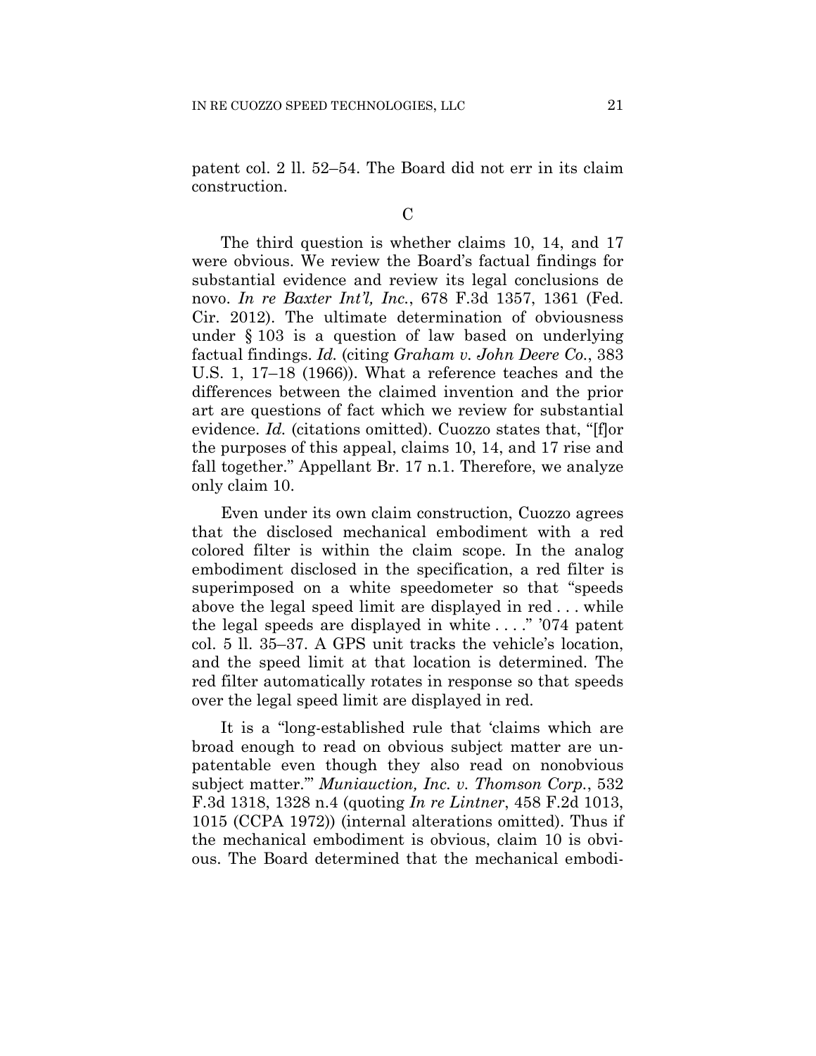patent col. 2 ll. 52–54. The Board did not err in its claim construction.

C

The third question is whether claims 10, 14, and 17 were obvious. We review the Board's factual findings for substantial evidence and review its legal conclusions de novo. *In re Baxter Int'l, Inc.*, 678 F.3d 1357, 1361 (Fed. Cir. 2012). The ultimate determination of obviousness under § 103 is a question of law based on underlying factual findings. *Id.* (citing *Graham v. John Deere Co.*, 383 U.S. 1, 17–18 (1966)). What a reference teaches and the differences between the claimed invention and the prior art are questions of fact which we review for substantial evidence. *Id.* (citations omitted). Cuozzo states that, "[f]or the purposes of this appeal, claims 10, 14, and 17 rise and fall together." Appellant Br. 17 n.1. Therefore, we analyze only claim 10.

Even under its own claim construction, Cuozzo agrees that the disclosed mechanical embodiment with a red colored filter is within the claim scope. In the analog embodiment disclosed in the specification, a red filter is superimposed on a white speedometer so that "speeds above the legal speed limit are displayed in red . . . while the legal speeds are displayed in white . . . ." '074 patent col. 5 ll. 35–37. A GPS unit tracks the vehicle's location, and the speed limit at that location is determined. The red filter automatically rotates in response so that speeds over the legal speed limit are displayed in red.

It is a "long-established rule that 'claims which are broad enough to read on obvious subject matter are unpatentable even though they also read on nonobvious subject matter.'" *Muniauction, Inc. v. Thomson Corp.*, 532 F.3d 1318, 1328 n.4 (quoting *In re Lintner*, 458 F.2d 1013, 1015 (CCPA 1972)) (internal alterations omitted). Thus if the mechanical embodiment is obvious, claim 10 is obvious. The Board determined that the mechanical embodi-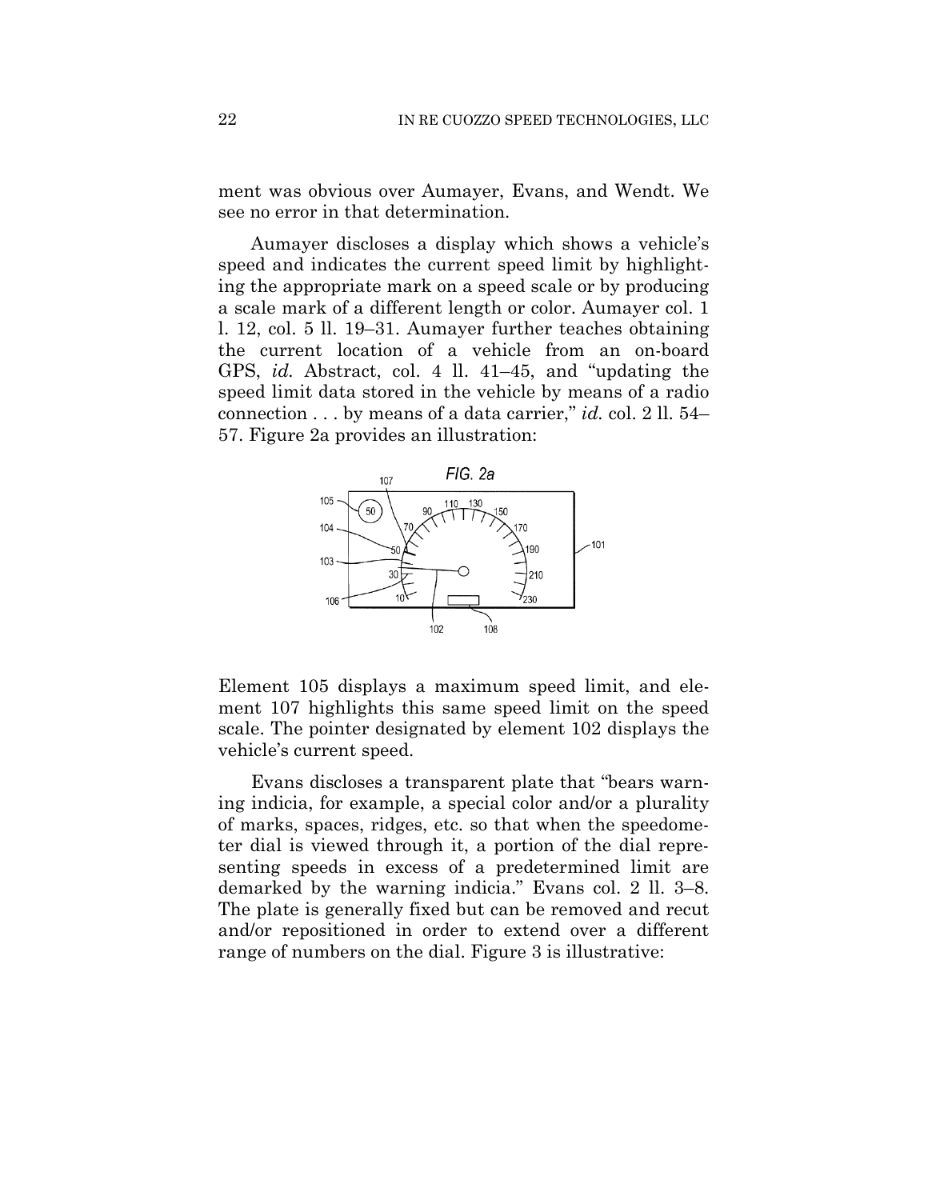ment was obvious over Aumayer, Evans, and Wendt. We see no error in that determination.

Aumayer discloses a display which shows a vehicle's speed and indicates the current speed limit by highlighting the appropriate mark on a speed scale or by producing a scale mark of a different length or color. Aumayer col. 1 l. 12, col. 5 ll. 19–31. Aumayer further teaches obtaining the current location of a vehicle from an on-board GPS, *id.* Abstract, col. 4 ll. 41–45, and "updating the speed limit data stored in the vehicle by means of a radio connection . . . by means of a data carrier," *id.* col. 2 ll. 54–57. Figure 2a provides an illustration:

Element 105 displays a maximum speed limit, and element 107 highlights this same speed limit on the speed scale. The pointer designated by element 102 displays the vehicle's current speed.

Evans discloses a transparent plate that "bears warning indicia, for example, a special color and/or a plurality of marks, spaces, ridges, etc. so that when the speedometer dial is viewed through it, a portion of the dial representing speeds in excess of a predetermined limit are demarked by the warning indicia." Evans col. 2 ll. 3–8. The plate is generally fixed but can be removed and recut and/or repositioned in order to extend over a different range of numbers on the dial. Figure 3 is illustrative: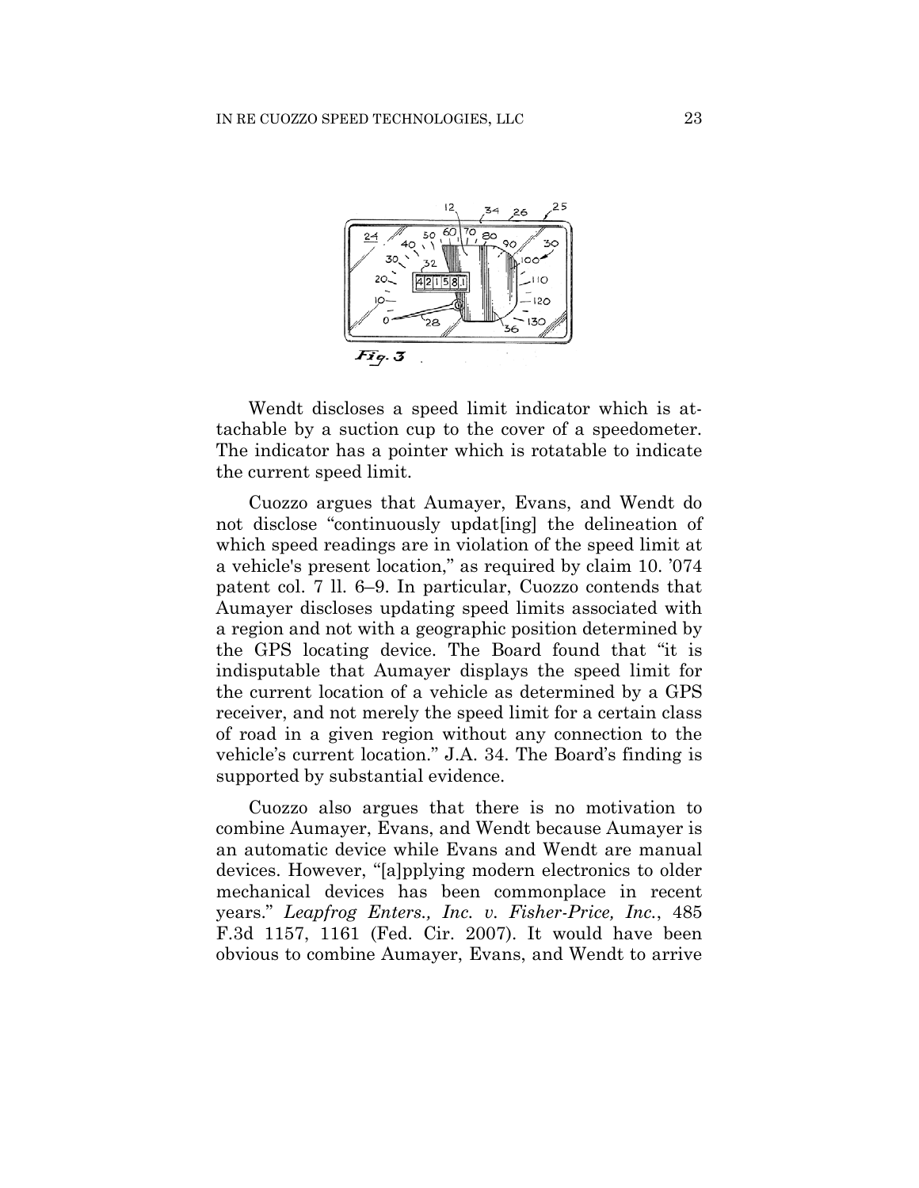Wendt discloses a speed limit indicator which is attachable by a suction cup to the cover of a speedometer. The indicator has a pointer which is rotatable to indicate the current speed limit.

Cuozzo argues that Aumayer, Evans, and Wendt do not disclose "continuously updat[ing] the delineation of which speed readings are in violation of the speed limit at a vehicle's present location," as required by claim 10. '074 patent col. 7 ll. 6–9. In particular, Cuozzo contends that Aumayer discloses updating speed limits associated with a region and not with a geographic position determined by the GPS locating device. The Board found that "it is indisputable that Aumayer displays the speed limit for the current location of a vehicle as determined by a GPS receiver, and not merely the speed limit for a certain class of road in a given region without any connection to the vehicle's current location." J.A. 34. The Board's finding is supported by substantial evidence.

Cuozzo also argues that there is no motivation to combine Aumayer, Evans, and Wendt because Aumayer is an automatic device while Evans and Wendt are manual devices. However, "[a]pplying modern electronics to older mechanical devices has been commonplace in recent years." *Leapfrog Enters., Inc. v. Fisher-Price, Inc.*, 485 F.3d 1157, 1161 (Fed. Cir. 2007). It would have been obvious to combine Aumayer, Evans, and Wendt to arrive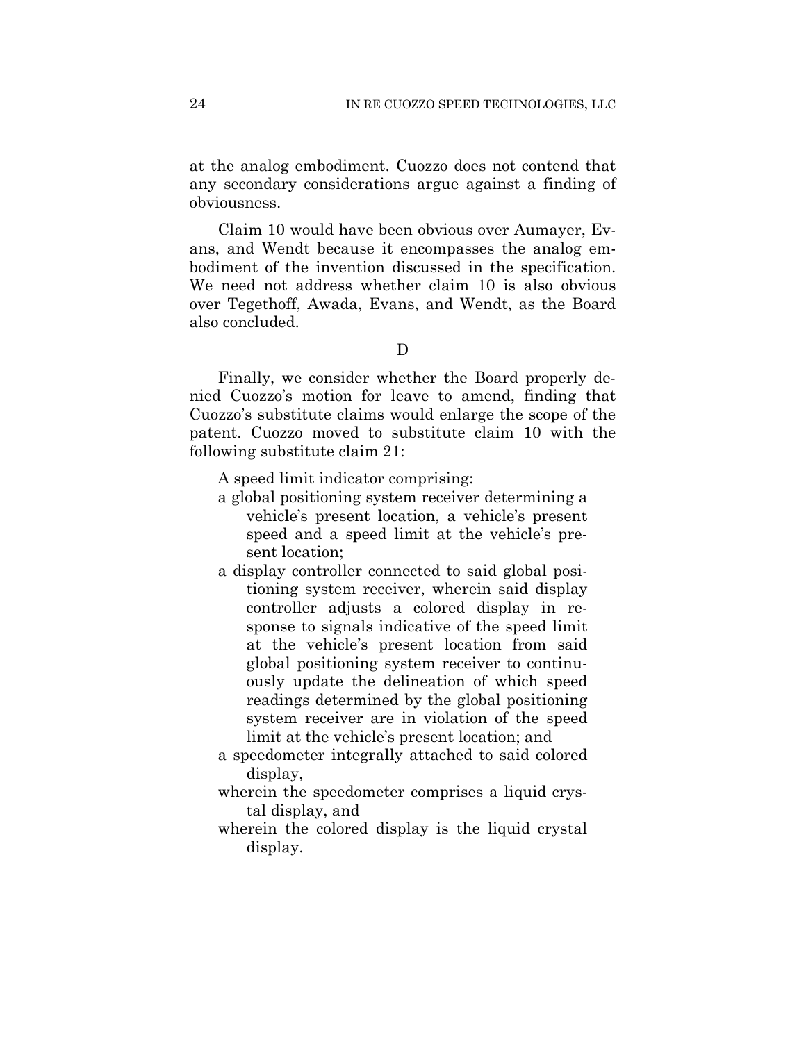at the analog embodiment. Cuozzo does not contend that any secondary considerations argue against a finding of obviousness.

Claim 10 would have been obvious over Aumayer, Evans, and Wendt because it encompasses the analog embodiment of the invention discussed in the specification. We need not address whether claim 10 is also obvious over Tegethoff, Awada, Evans, and Wendt, as the Board also concluded.

### D

Finally, we consider whether the Board properly denied Cuozzo's motion for leave to amend, finding that Cuozzo's substitute claims would enlarge the scope of the patent. Cuozzo moved to substitute claim 10 with the following substitute claim 21:

> A speed limit indicator comprising:
>
> a global positioning system receiver determining a vehicle's present location, a vehicle's present speed and a speed limit at the vehicle's present location;
>
> a display controller connected to said global positioning system receiver, wherein said display controller adjusts a colored display in response to signals indicative of the speed limit at the vehicle's present location from said global positioning system receiver to continuously update the delineation of which speed readings determined by the global positioning system receiver are in violation of the speed limit at the vehicle's present location; and
>
> a speedometer integrally attached to said colored display,
>
> wherein the speedometer comprises a liquid crystal display, and
>
> wherein the colored display is the liquid crystal display.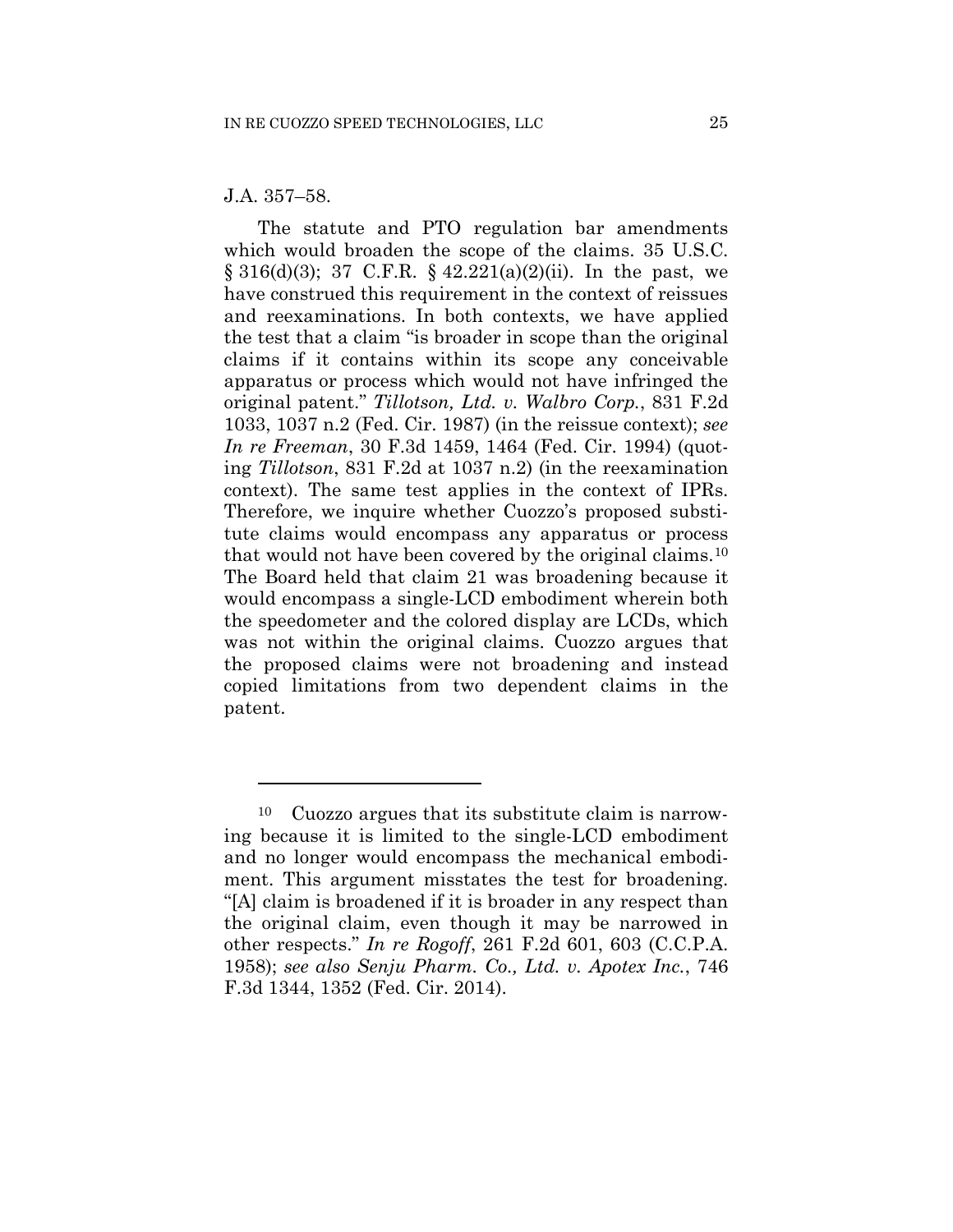J.A. 357–58.

The statute and PTO regulation bar amendments which would broaden the scope of the claims. 35 U.S.C. § 316(d)(3); 37 C.F.R. § 42.221(a)(2)(ii). In the past, we have construed this requirement in the context of reissues and reexaminations. In both contexts, we have applied the test that a claim "is broader in scope than the original claims if it contains within its scope any conceivable apparatus or process which would not have infringed the original patent." *Tillotson, Ltd. v. Walbro Corp.*, 831 F.2d 1033, 1037 n.2 (Fed. Cir. 1987) (in the reissue context); *see In re Freeman*, 30 F.3d 1459, 1464 (Fed. Cir. 1994) (quoting *Tillotson*, 831 F.2d at 1037 n.2) (in the reexamination context). The same test applies in the context of IPRs. Therefore, we inquire whether Cuozzo's proposed substitute claims would encompass any apparatus or process that would not have been covered by the original claims.[10] The Board held that claim 21 was broadening because it would encompass a single-LCD embodiment wherein both the speedometer and the colored display are LCDs, which was not within the original claims. Cuozzo argues that the proposed claims were not broadening and instead copied limitations from two dependent claims in the patent.

---

[10] Cuozzo argues that its substitute claim is narrowing because it is limited to the single-LCD embodiment and no longer would encompass the mechanical embodiment. This argument misstates the test for broadening. "[A] claim is broadened if it is broader in any respect than the original claim, even though it may be narrowed in other respects." *In re Rogoff*, 261 F.2d 601, 603 (C.C.P.A. 1958); *see also Senju Pharm. Co., Ltd. v. Apotex Inc.*, 746 F.3d 1344, 1352 (Fed. Cir. 2014).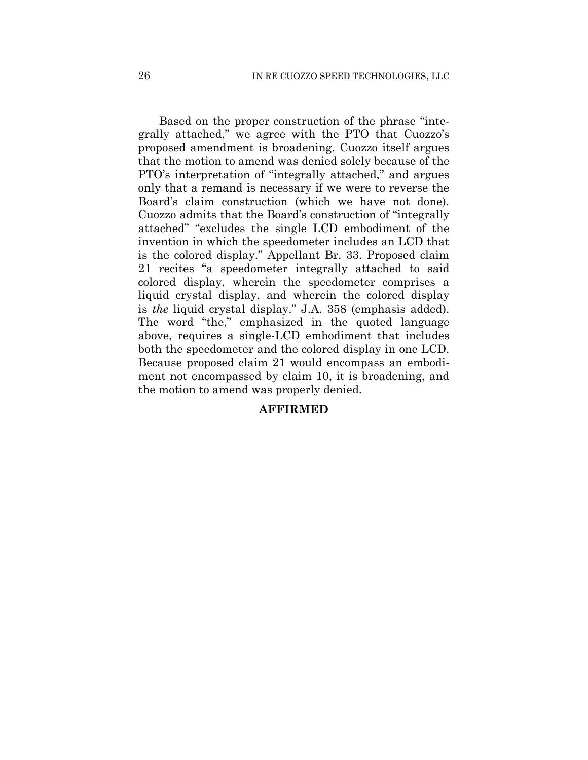Based on the proper construction of the phrase "integrally attached," we agree with the PTO that Cuozzo's proposed amendment is broadening. Cuozzo itself argues that the motion to amend was denied solely because of the PTO's interpretation of "integrally attached," and argues only that a remand is necessary if we were to reverse the Board's claim construction (which we have not done). Cuozzo admits that the Board's construction of "integrally attached" "excludes the single LCD embodiment of the invention in which the speedometer includes an LCD that is the colored display." Appellant Br. 33. Proposed claim 21 recites "a speedometer integrally attached to said colored display, wherein the speedometer comprises a liquid crystal display, and wherein the colored display is *the* liquid crystal display." J.A. 358 (emphasis added). The word "the," emphasized in the quoted language above, requires a single-LCD embodiment that includes both the speedometer and the colored display in one LCD. Because proposed claim 21 would encompass an embodiment not encompassed by claim 10, it is broadening, and the motion to amend was properly denied.

**AFFIRMED**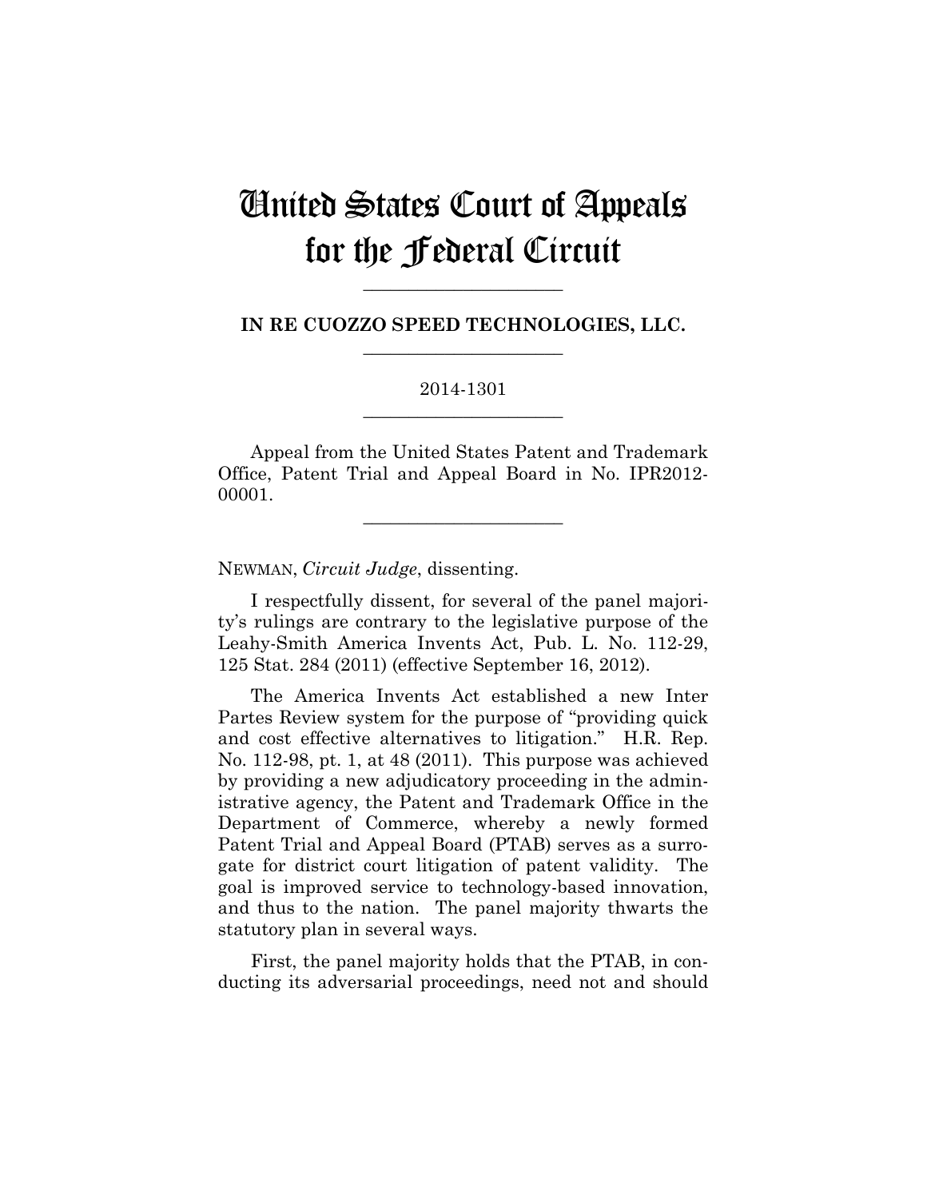# United States Court of Appeals for the Federal Circuit

---

**IN RE CUOZZO SPEED TECHNOLOGIES, LLC.**

---

2014-1301

---

Appeal from the United States Patent and Trademark Office, Patent Trial and Appeal Board in No. IPR2012-00001.

---

NEWMAN, *Circuit Judge*, dissenting.

I respectfully dissent, for several of the panel majority's rulings are contrary to the legislative purpose of the Leahy-Smith America Invents Act, Pub. L. No. 112-29, 125 Stat. 284 (2011) (effective September 16, 2012).

The America Invents Act established a new Inter Partes Review system for the purpose of "providing quick and cost effective alternatives to litigation." H.R. Rep. No. 112-98, pt. 1, at 48 (2011). This purpose was achieved by providing a new adjudicatory proceeding in the administrative agency, the Patent and Trademark Office in the Department of Commerce, whereby a newly formed Patent Trial and Appeal Board (PTAB) serves as a surrogate for district court litigation of patent validity. The goal is improved service to technology-based innovation, and thus to the nation. The panel majority thwarts the statutory plan in several ways.

First, the panel majority holds that the PTAB, in conducting its adversarial proceedings, need not and should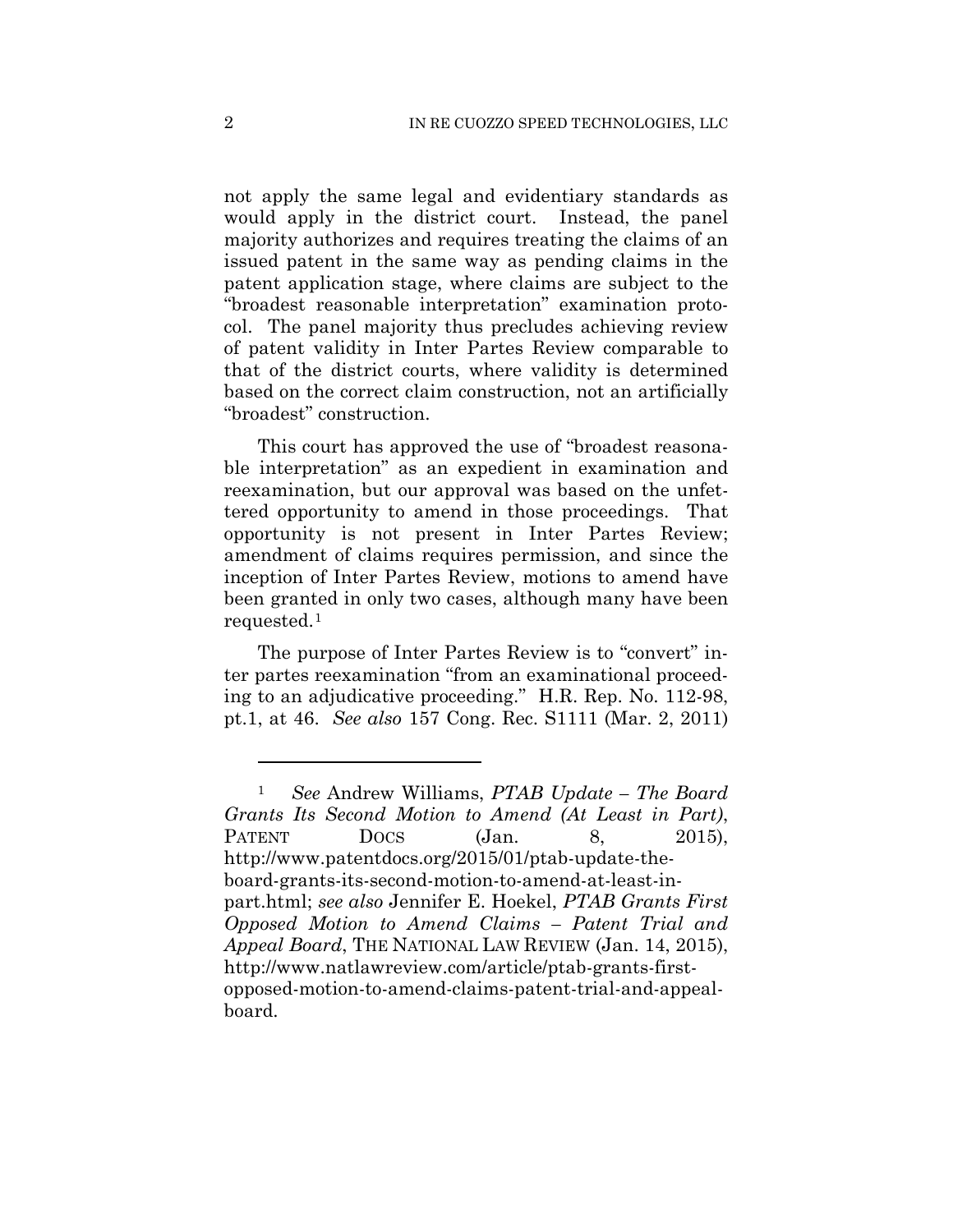not apply the same legal and evidentiary standards as would apply in the district court. Instead, the panel majority authorizes and requires treating the claims of an issued patent in the same way as pending claims in the patent application stage, where claims are subject to the "broadest reasonable interpretation" examination protocol. The panel majority thus precludes achieving review of patent validity in Inter Partes Review comparable to that of the district courts, where validity is determined based on the correct claim construction, not an artificially "broadest" construction.

This court has approved the use of "broadest reasonable interpretation" as an expedient in examination and reexamination, but our approval was based on the unfettered opportunity to amend in those proceedings. That opportunity is not present in Inter Partes Review; amendment of claims requires permission, and since the inception of Inter Partes Review, motions to amend have been granted in only two cases, although many have been requested.[1]

The purpose of Inter Partes Review is to "convert" inter partes reexamination "from an examinational proceeding to an adjudicative proceeding." H.R. Rep. No. 112-98, pt.1, at 46. *See also* 157 Cong. Rec. S1111 (Mar. 2, 2011)

---

[1] *See* Andrew Williams, *PTAB Update – The Board Grants Its Second Motion to Amend (At Least in Part)*, PATENT DOCS (Jan. 8, 2015), http://www.patentdocs.org/2015/01/ptab-update-the-board-grants-its-second-motion-to-amend-at-least-in-part.html; *see also* Jennifer E. Hoekel, *PTAB Grants First Opposed Motion to Amend Claims – Patent Trial and Appeal Board*, THE NATIONAL LAW REVIEW (Jan. 14, 2015), http://www.natlawreview.com/article/ptab-grants-first-opposed-motion-to-amend-claims-patent-trial-and-appeal-board.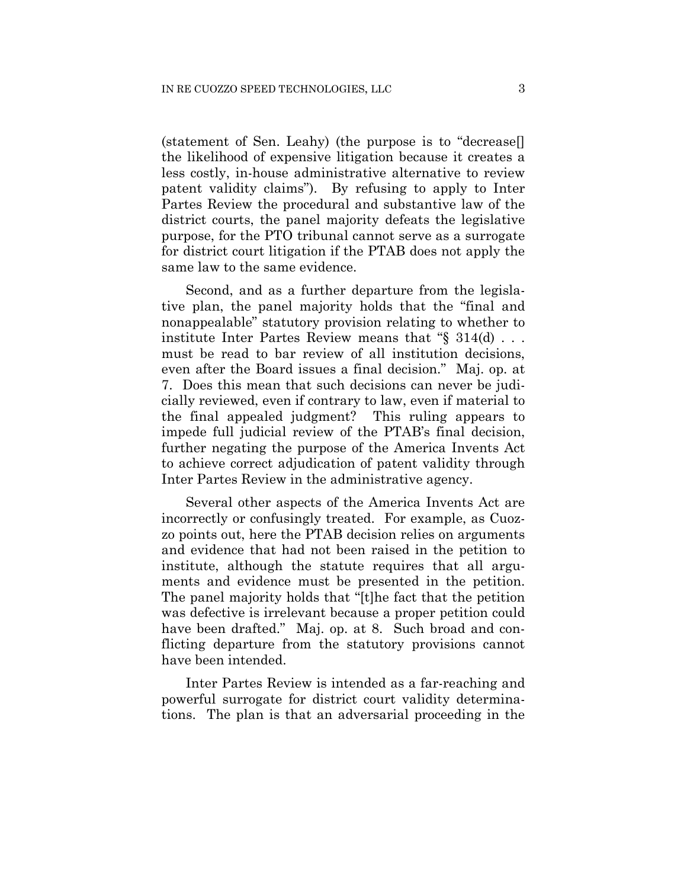(statement of Sen. Leahy) (the purpose is to "decrease[] the likelihood of expensive litigation because it creates a less costly, in-house administrative alternative to review patent validity claims"). By refusing to apply to Inter Partes Review the procedural and substantive law of the district courts, the panel majority defeats the legislative purpose, for the PTO tribunal cannot serve as a surrogate for district court litigation if the PTAB does not apply the same law to the same evidence.

Second, and as a further departure from the legislative plan, the panel majority holds that the "final and nonappealable" statutory provision relating to whether to institute Inter Partes Review means that "§ 314(d) . . . must be read to bar review of all institution decisions, even after the Board issues a final decision." Maj. op. at 7. Does this mean that such decisions can never be judicially reviewed, even if contrary to law, even if material to the final appealed judgment? This ruling appears to impede full judicial review of the PTAB's final decision, further negating the purpose of the America Invents Act to achieve correct adjudication of patent validity through Inter Partes Review in the administrative agency.

Several other aspects of the America Invents Act are incorrectly or confusingly treated. For example, as Cuozzo points out, here the PTAB decision relies on arguments and evidence that had not been raised in the petition to institute, although the statute requires that all arguments and evidence must be presented in the petition. The panel majority holds that "[t]he fact that the petition was defective is irrelevant because a proper petition could have been drafted." Maj. op. at 8. Such broad and conflicting departure from the statutory provisions cannot have been intended.

Inter Partes Review is intended as a far-reaching and powerful surrogate for district court validity determinations. The plan is that an adversarial proceeding in the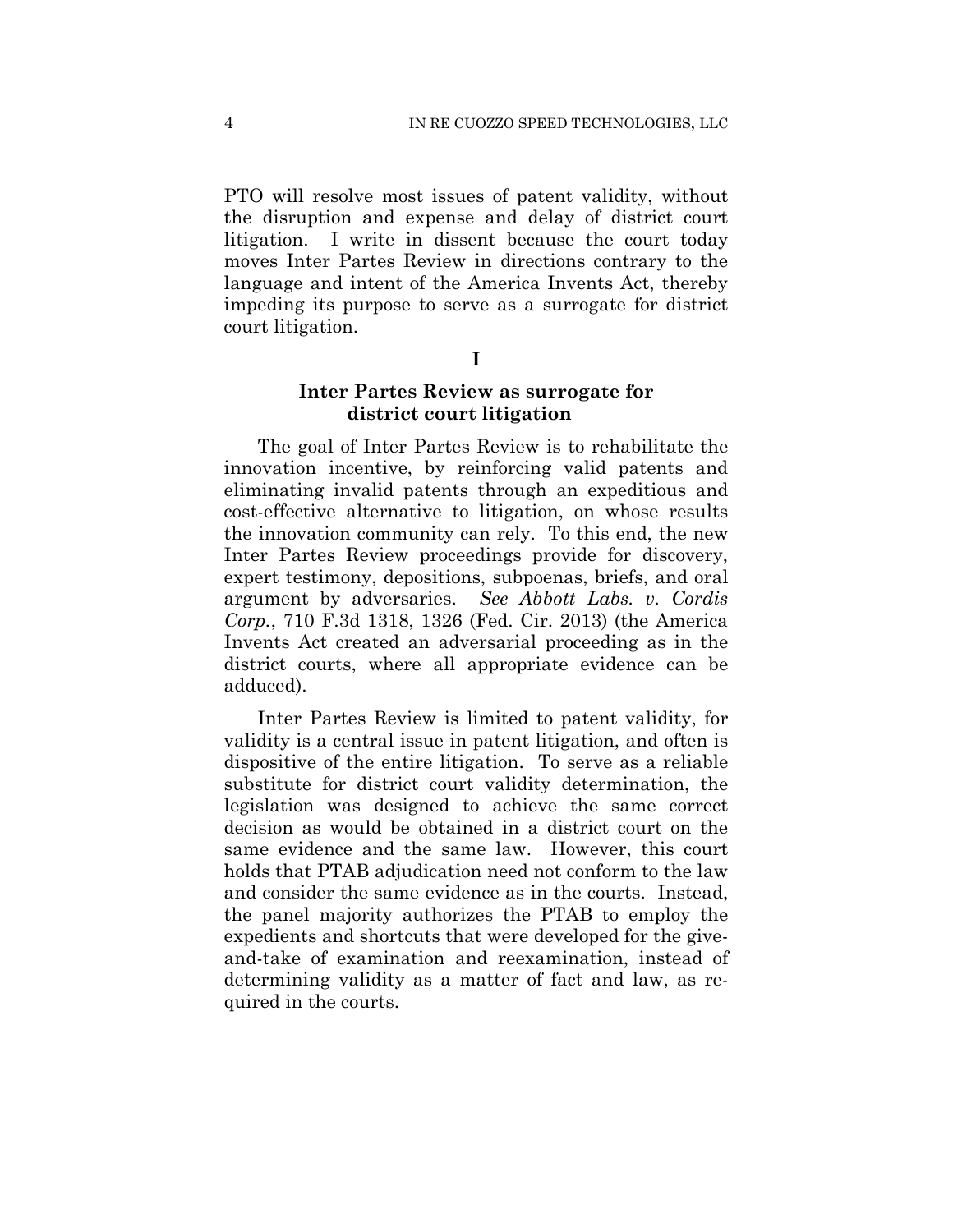PTO will resolve most issues of patent validity, without the disruption and expense and delay of district court litigation. I write in dissent because the court today moves Inter Partes Review in directions contrary to the language and intent of the America Invents Act, thereby impeding its purpose to serve as a surrogate for district court litigation.

## I

### Inter Partes Review as surrogate for district court litigation

The goal of Inter Partes Review is to rehabilitate the innovation incentive, by reinforcing valid patents and eliminating invalid patents through an expeditious and cost-effective alternative to litigation, on whose results the innovation community can rely. To this end, the new Inter Partes Review proceedings provide for discovery, expert testimony, depositions, subpoenas, briefs, and oral argument by adversaries. *See Abbott Labs. v. Cordis Corp.*, 710 F.3d 1318, 1326 (Fed. Cir. 2013) (the America Invents Act created an adversarial proceeding as in the district courts, where all appropriate evidence can be adduced).

Inter Partes Review is limited to patent validity, for validity is a central issue in patent litigation, and often is dispositive of the entire litigation. To serve as a reliable substitute for district court validity determination, the legislation was designed to achieve the same correct decision as would be obtained in a district court on the same evidence and the same law. However, this court holds that PTAB adjudication need not conform to the law and consider the same evidence as in the courts. Instead, the panel majority authorizes the PTAB to employ the expedients and shortcuts that were developed for the give-and-take of examination and reexamination, instead of determining validity as a matter of fact and law, as required in the courts.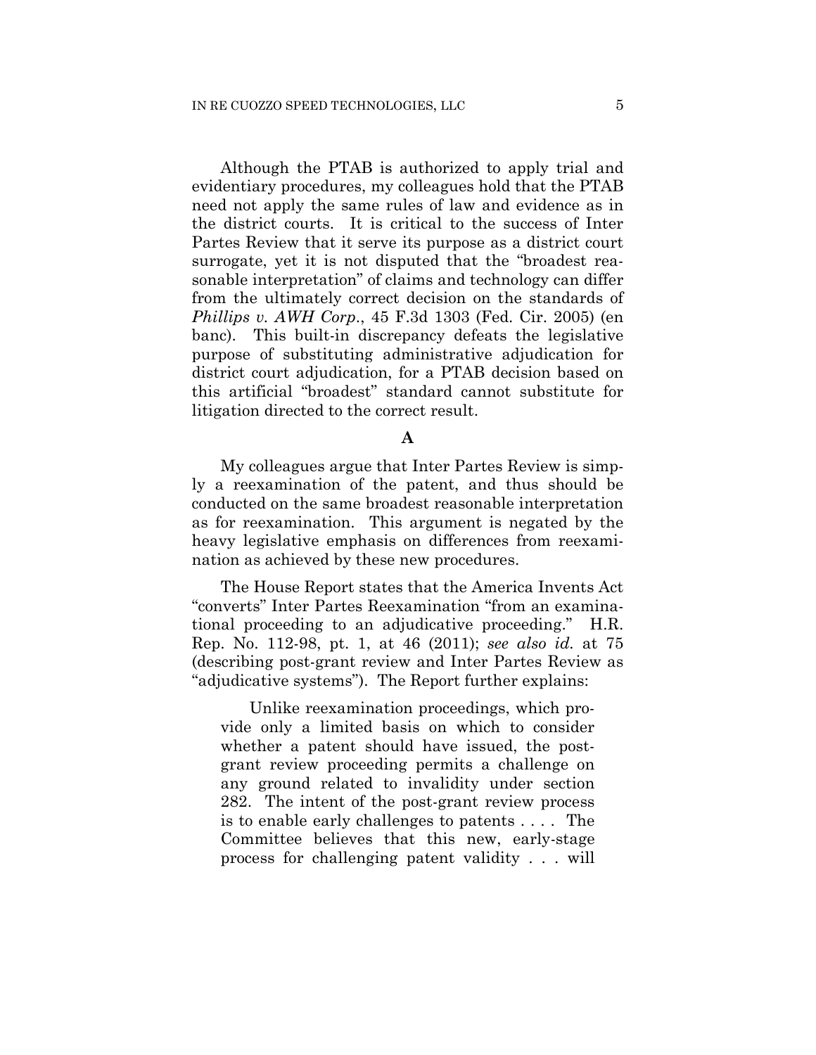Although the PTAB is authorized to apply trial and evidentiary procedures, my colleagues hold that the PTAB need not apply the same rules of law and evidence as in the district courts. It is critical to the success of Inter Partes Review that it serve its purpose as a district court surrogate, yet it is not disputed that the "broadest reasonable interpretation" of claims and technology can differ from the ultimately correct decision on the standards of *Phillips v. AWH Corp.*, 45 F.3d 1303 (Fed. Cir. 2005) (en banc). This built-in discrepancy defeats the legislative purpose of substituting administrative adjudication for district court adjudication, for a PTAB decision based on this artificial "broadest" standard cannot substitute for litigation directed to the correct result.

**A**

My colleagues argue that Inter Partes Review is simply a reexamination of the patent, and thus should be conducted on the same broadest reasonable interpretation as for reexamination. This argument is negated by the heavy legislative emphasis on differences from reexamination as achieved by these new procedures.

The House Report states that the America Invents Act "converts" Inter Partes Reexamination "from an examinational proceeding to an adjudicative proceeding." H.R. Rep. No. 112-98, pt. 1, at 46 (2011); *see also id.* at 75 (describing post-grant review and Inter Partes Review as "adjudicative systems"). The Report further explains:

> Unlike reexamination proceedings, which provide only a limited basis on which to consider whether a patent should have issued, the post-grant review proceeding permits a challenge on any ground related to invalidity under section 282. The intent of the post-grant review process is to enable early challenges to patents . . . . The Committee believes that this new, early-stage process for challenging patent validity . . . will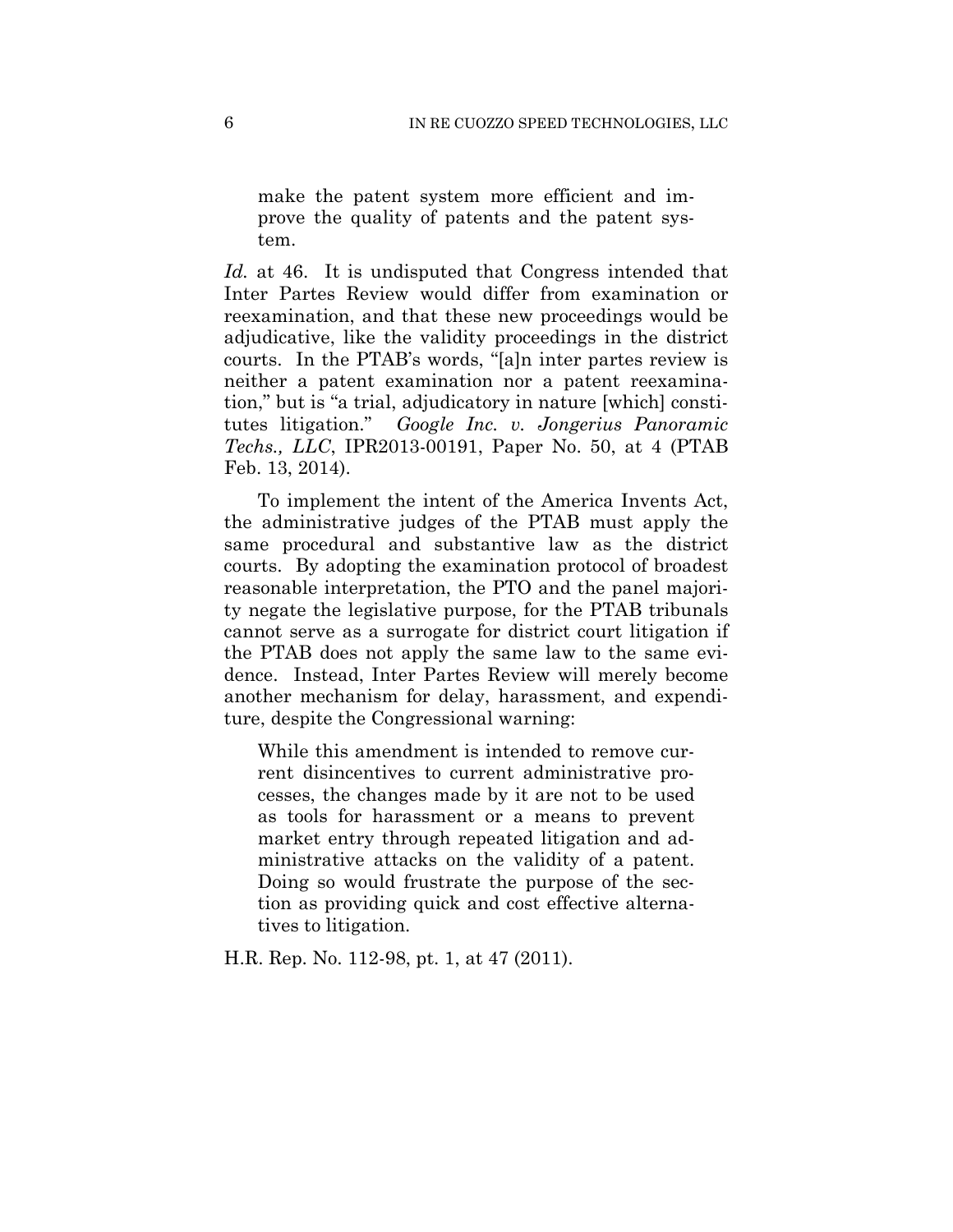> make the patent system more efficient and improve the quality of patents and the patent system.

*Id.* at 46. It is undisputed that Congress intended that Inter Partes Review would differ from examination or reexamination, and that these new proceedings would be adjudicative, like the validity proceedings in the district courts. In the PTAB's words, "[a]n inter partes review is neither a patent examination nor a patent reexamination," but is "a trial, adjudicatory in nature [which] constitutes litigation." *Google Inc. v. Jongerius Panoramic Techs., LLC*, IPR2013-00191, Paper No. 50, at 4 (PTAB Feb. 13, 2014).

To implement the intent of the America Invents Act, the administrative judges of the PTAB must apply the same procedural and substantive law as the district courts. By adopting the examination protocol of broadest reasonable interpretation, the PTO and the panel majority negate the legislative purpose, for the PTAB tribunals cannot serve as a surrogate for district court litigation if the PTAB does not apply the same law to the same evidence. Instead, Inter Partes Review will merely become another mechanism for delay, harassment, and expenditure, despite the Congressional warning:

> While this amendment is intended to remove current disincentives to current administrative processes, the changes made by it are not to be used as tools for harassment or a means to prevent market entry through repeated litigation and administrative attacks on the validity of a patent. Doing so would frustrate the purpose of the section as providing quick and cost effective alternatives to litigation.

H.R. Rep. No. 112-98, pt. 1, at 47 (2011).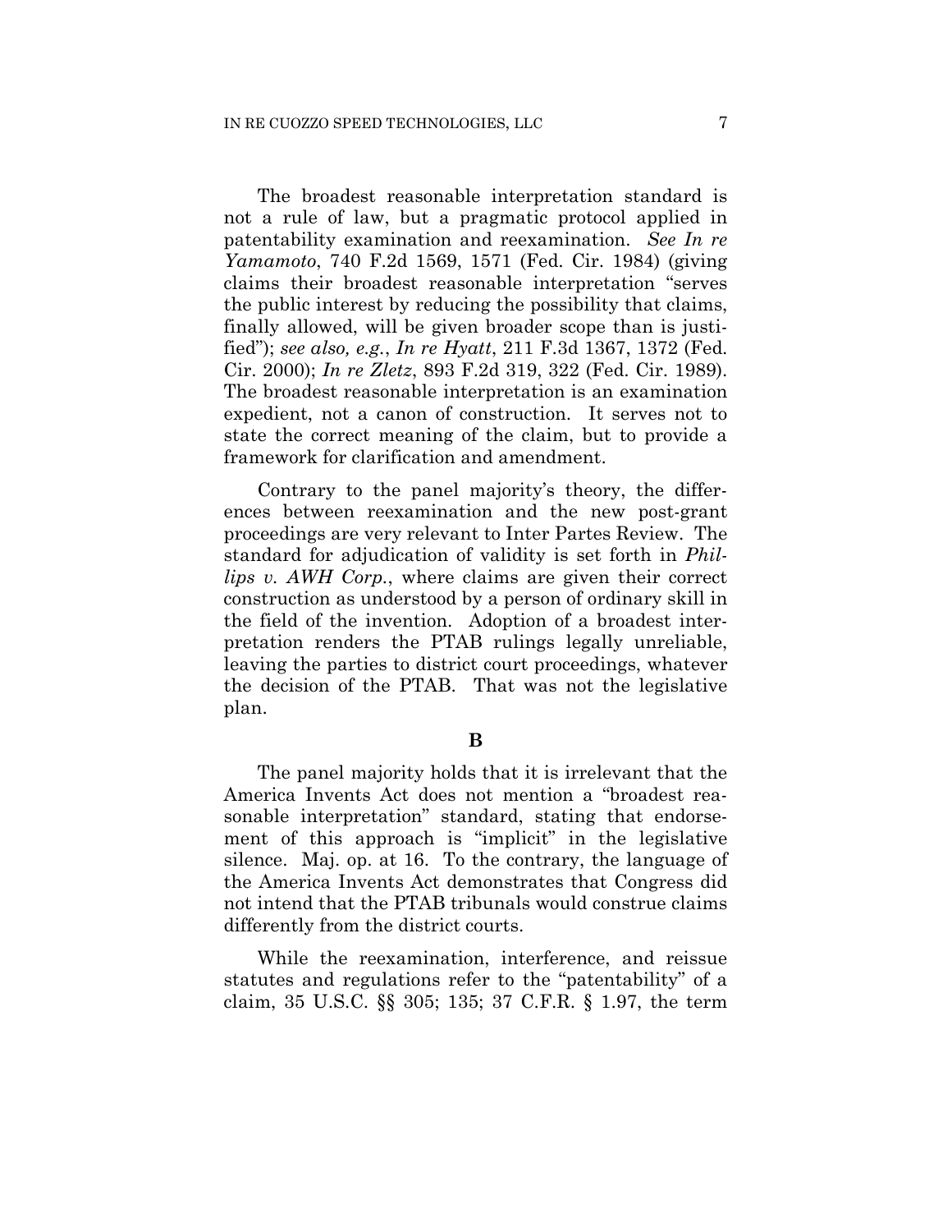The broadest reasonable interpretation standard is not a rule of law, but a pragmatic protocol applied in patentability examination and reexamination. *See In re Yamamoto*, 740 F.2d 1569, 1571 (Fed. Cir. 1984) (giving claims their broadest reasonable interpretation "serves the public interest by reducing the possibility that claims, finally allowed, will be given broader scope than is justified"); *see also, e.g.*, *In re Hyatt*, 211 F.3d 1367, 1372 (Fed. Cir. 2000); *In re Zletz*, 893 F.2d 319, 322 (Fed. Cir. 1989). The broadest reasonable interpretation is an examination expedient, not a canon of construction. It serves not to state the correct meaning of the claim, but to provide a framework for clarification and amendment.

Contrary to the panel majority's theory, the differences between reexamination and the new post-grant proceedings are very relevant to Inter Partes Review. The standard for adjudication of validity is set forth in *Phillips v. AWH Corp.*, where claims are given their correct construction as understood by a person of ordinary skill in the field of the invention. Adoption of a broadest interpretation renders the PTAB rulings legally unreliable, leaving the parties to district court proceedings, whatever the decision of the PTAB. That was not the legislative plan.

**B**

The panel majority holds that it is irrelevant that the America Invents Act does not mention a "broadest reasonable interpretation" standard, stating that endorsement of this approach is "implicit" in the legislative silence. Maj. op. at 16. To the contrary, the language of the America Invents Act demonstrates that Congress did not intend that the PTAB tribunals would construe claims differently from the district courts.

While the reexamination, interference, and reissue statutes and regulations refer to the "patentability" of a claim, 35 U.S.C. §§ 305; 135; 37 C.F.R. § 1.97, the term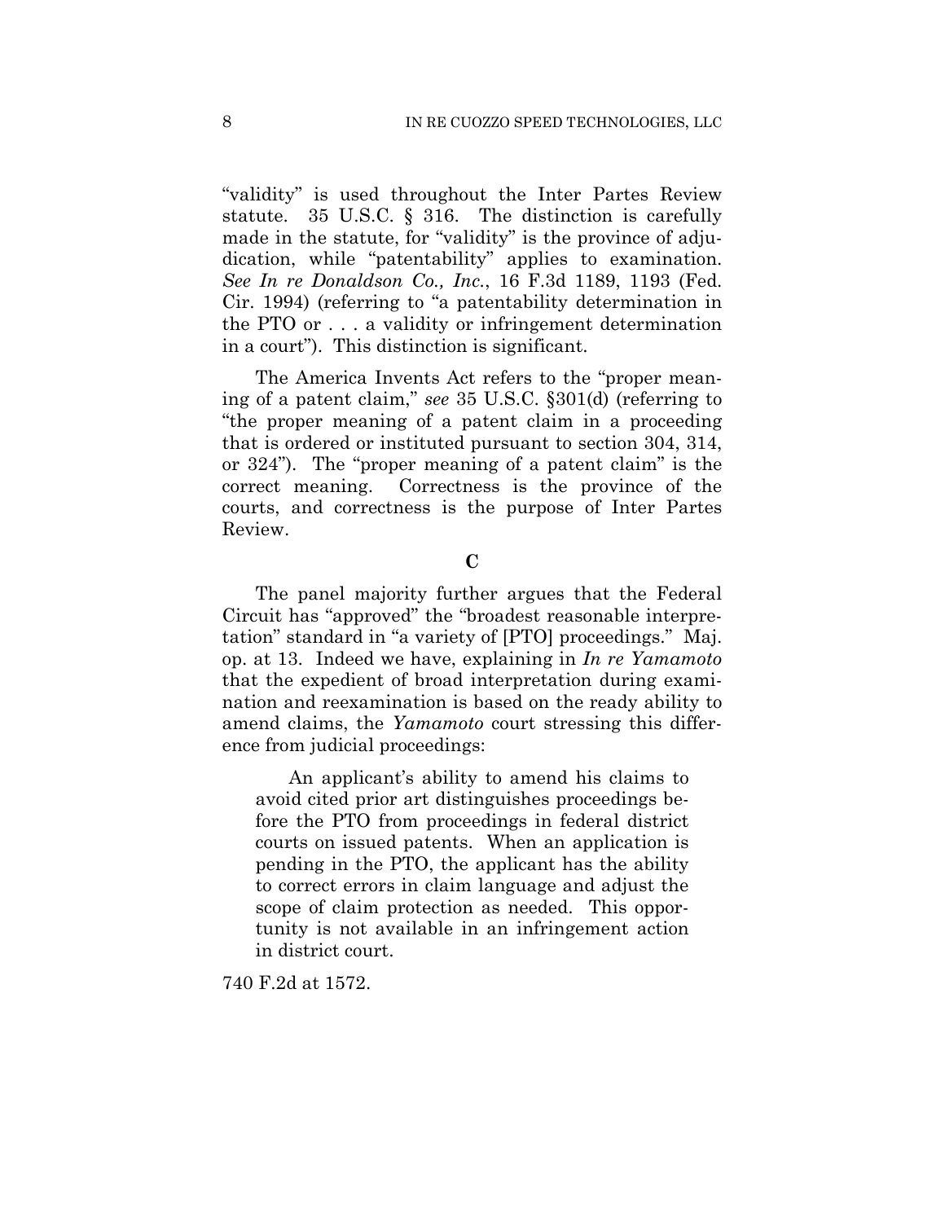"validity" is used throughout the Inter Partes Review statute. 35 U.S.C. § 316. The distinction is carefully made in the statute, for "validity" is the province of adjudication, while "patentability" applies to examination. *See In re Donaldson Co., Inc.*, 16 F.3d 1189, 1193 (Fed. Cir. 1994) (referring to "a patentability determination in the PTO or . . . a validity or infringement determination in a court"). This distinction is significant.

The America Invents Act refers to the "proper meaning of a patent claim," *see* 35 U.S.C. §301(d) (referring to "the proper meaning of a patent claim in a proceeding that is ordered or instituted pursuant to section 304, 314, or 324"). The "proper meaning of a patent claim" is the correct meaning. Correctness is the province of the courts, and correctness is the purpose of Inter Partes Review.

### C

The panel majority further argues that the Federal Circuit has "approved" the "broadest reasonable interpretation" standard in "a variety of [PTO] proceedings." Maj. op. at 13. Indeed we have, explaining in *In re Yamamoto* that the expedient of broad interpretation during examination and reexamination is based on the ready ability to amend claims, the *Yamamoto* court stressing this difference from judicial proceedings:

> An applicant's ability to amend his claims to avoid cited prior art distinguishes proceedings before the PTO from proceedings in federal district courts on issued patents. When an application is pending in the PTO, the applicant has the ability to correct errors in claim language and adjust the scope of claim protection as needed. This opportunity is not available in an infringement action in district court.

740 F.2d at 1572.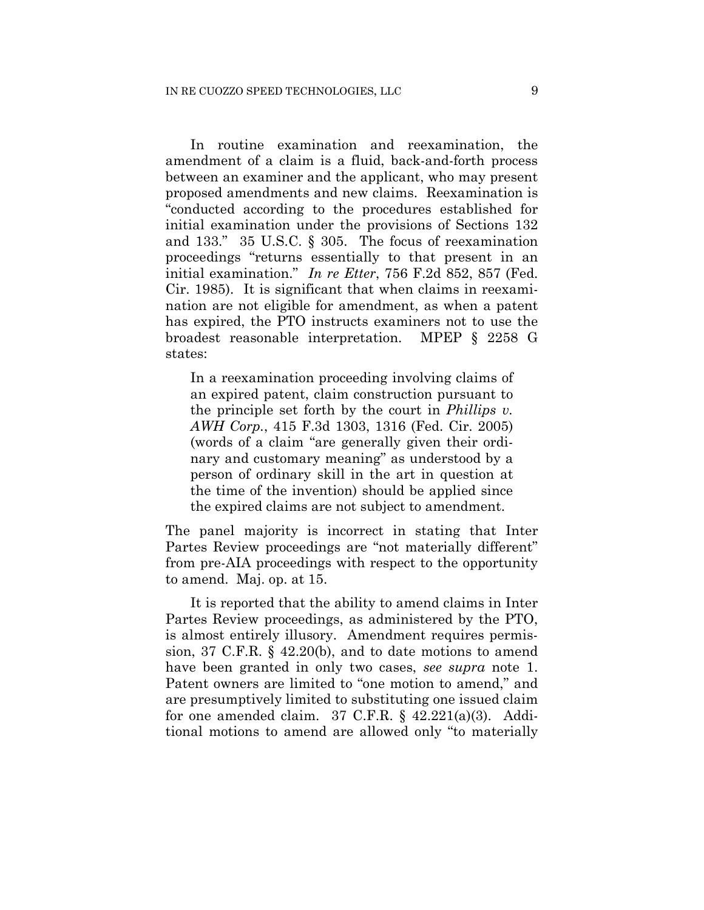In routine examination and reexamination, the amendment of a claim is a fluid, back-and-forth process between an examiner and the applicant, who may present proposed amendments and new claims. Reexamination is "conducted according to the procedures established for initial examination under the provisions of Sections 132 and 133." 35 U.S.C. § 305. The focus of reexamination proceedings "returns essentially to that present in an initial examination." *In re Etter*, 756 F.2d 852, 857 (Fed. Cir. 1985). It is significant that when claims in reexamination are not eligible for amendment, as when a patent has expired, the PTO instructs examiners not to use the broadest reasonable interpretation. MPEP § 2258 G states:

> In a reexamination proceeding involving claims of an expired patent, claim construction pursuant to the principle set forth by the court in *Phillips v. AWH Corp.*, 415 F.3d 1303, 1316 (Fed. Cir. 2005) (words of a claim "are generally given their ordinary and customary meaning" as understood by a person of ordinary skill in the art in question at the time of the invention) should be applied since the expired claims are not subject to amendment.

The panel majority is incorrect in stating that Inter Partes Review proceedings are "not materially different" from pre-AIA proceedings with respect to the opportunity to amend. Maj. op. at 15.

It is reported that the ability to amend claims in Inter Partes Review proceedings, as administered by the PTO, is almost entirely illusory. Amendment requires permission, 37 C.F.R. § 42.20(b), and to date motions to amend have been granted in only two cases, *see supra* note 1. Patent owners are limited to "one motion to amend," and are presumptively limited to substituting one issued claim for one amended claim. 37 C.F.R. § 42.221(a)(3). Additional motions to amend are allowed only "to materially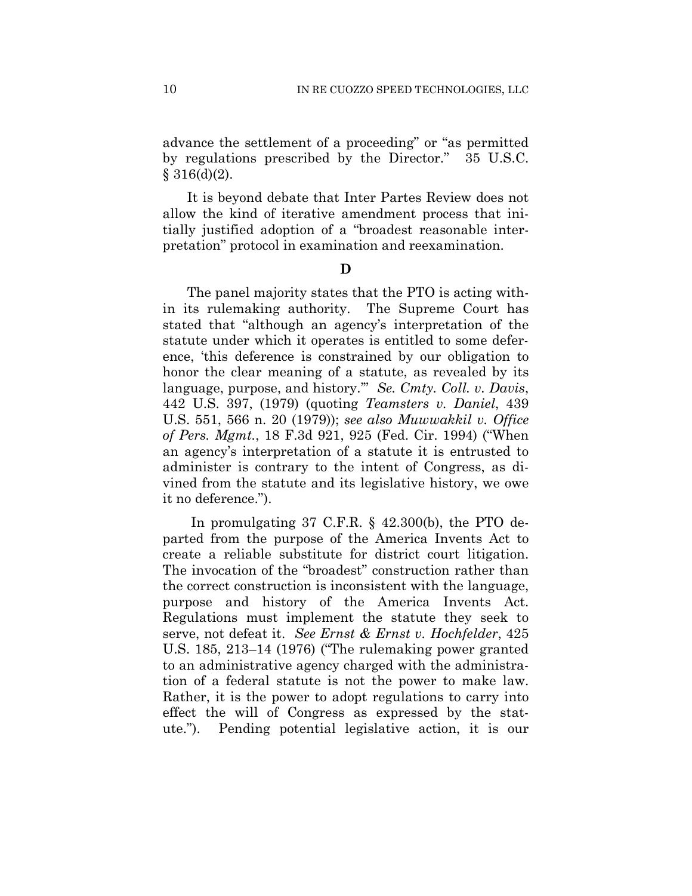advance the settlement of a proceeding" or "as permitted by regulations prescribed by the Director." 35 U.S.C. § 316(d)(2).

It is beyond debate that Inter Partes Review does not allow the kind of iterative amendment process that initially justified adoption of a "broadest reasonable interpretation" protocol in examination and reexamination.

### D

The panel majority states that the PTO is acting within its rulemaking authority. The Supreme Court has stated that "although an agency's interpretation of the statute under which it operates is entitled to some deference, 'this deference is constrained by our obligation to honor the clear meaning of a statute, as revealed by its language, purpose, and history.'" *Se. Cmty. Coll. v. Davis*, 442 U.S. 397, (1979) (quoting *Teamsters v. Daniel*, 439 U.S. 551, 566 n. 20 (1979)); *see also Muwwakkil v. Office of Pers. Mgmt.*, 18 F.3d 921, 925 (Fed. Cir. 1994) ("When an agency's interpretation of a statute it is entrusted to administer is contrary to the intent of Congress, as divined from the statute and its legislative history, we owe it no deference.").

In promulgating 37 C.F.R. § 42.300(b), the PTO departed from the purpose of the America Invents Act to create a reliable substitute for district court litigation. The invocation of the "broadest" construction rather than the correct construction is inconsistent with the language, purpose and history of the America Invents Act. Regulations must implement the statute they seek to serve, not defeat it. *See Ernst & Ernst v. Hochfelder*, 425 U.S. 185, 213–14 (1976) ("The rulemaking power granted to an administrative agency charged with the administration of a federal statute is not the power to make law. Rather, it is the power to adopt regulations to carry into effect the will of Congress as expressed by the statute."). Pending potential legislative action, it is our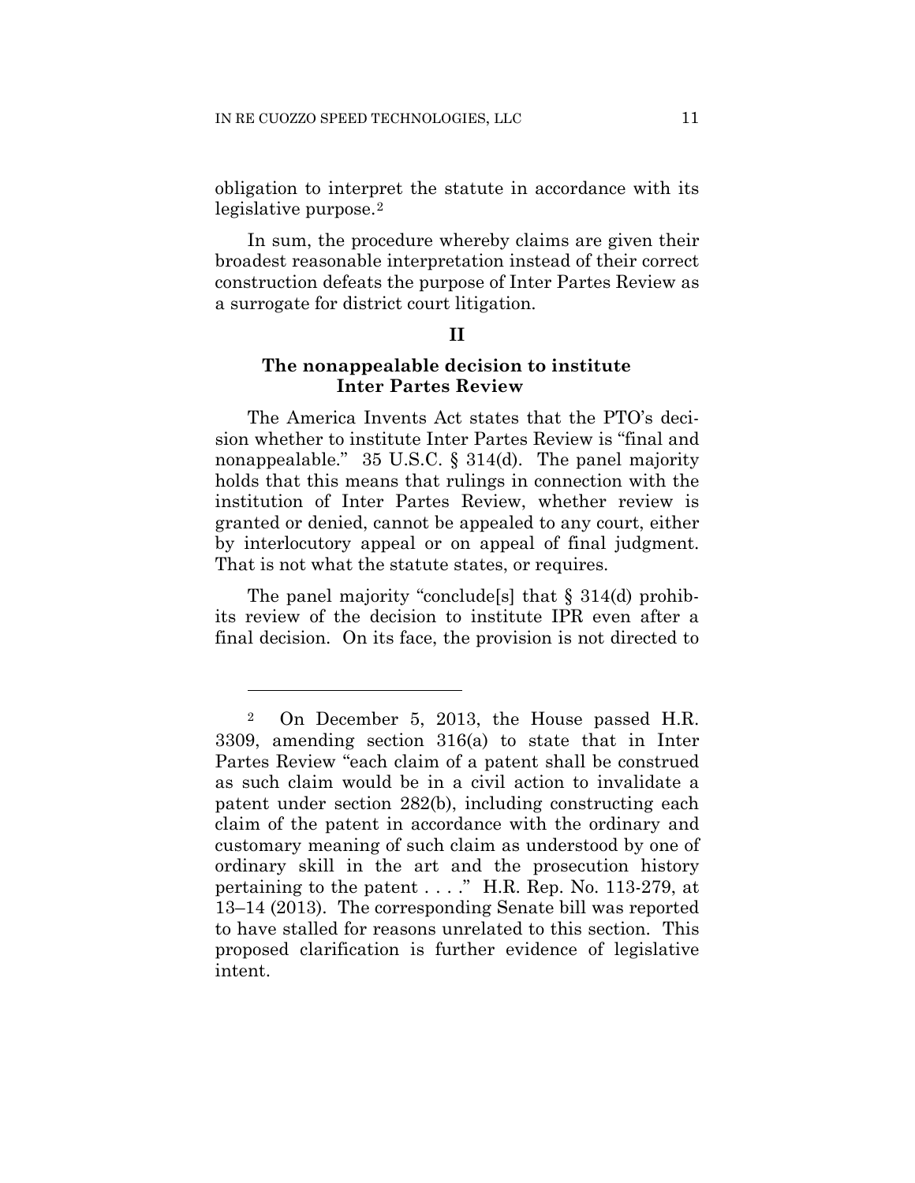obligation to interpret the statute in accordance with its legislative purpose.[2]

In sum, the procedure whereby claims are given their broadest reasonable interpretation instead of their correct construction defeats the purpose of Inter Partes Review as a surrogate for district court litigation.

## II

### The nonappealable decision to institute Inter Partes Review

The America Invents Act states that the PTO's decision whether to institute Inter Partes Review is "final and nonappealable." 35 U.S.C. § 314(d). The panel majority holds that this means that rulings in connection with the institution of Inter Partes Review, whether review is granted or denied, cannot be appealed to any court, either by interlocutory appeal or on appeal of final judgment. That is not what the statute states, or requires.

The panel majority "conclude[s] that § 314(d) prohibits its review of the decision to institute IPR even after a final decision. On its face, the provision is not directed to

---

[2] On December 5, 2013, the House passed H.R. 3309, amending section 316(a) to state that in Inter Partes Review "each claim of a patent shall be construed as such claim would be in a civil action to invalidate a patent under section 282(b), including constructing each claim of the patent in accordance with the ordinary and customary meaning of such claim as understood by one of ordinary skill in the art and the prosecution history pertaining to the patent . . . ." H.R. Rep. No. 113-279, at 13–14 (2013). The corresponding Senate bill was reported to have stalled for reasons unrelated to this section. This proposed clarification is further evidence of legislative intent.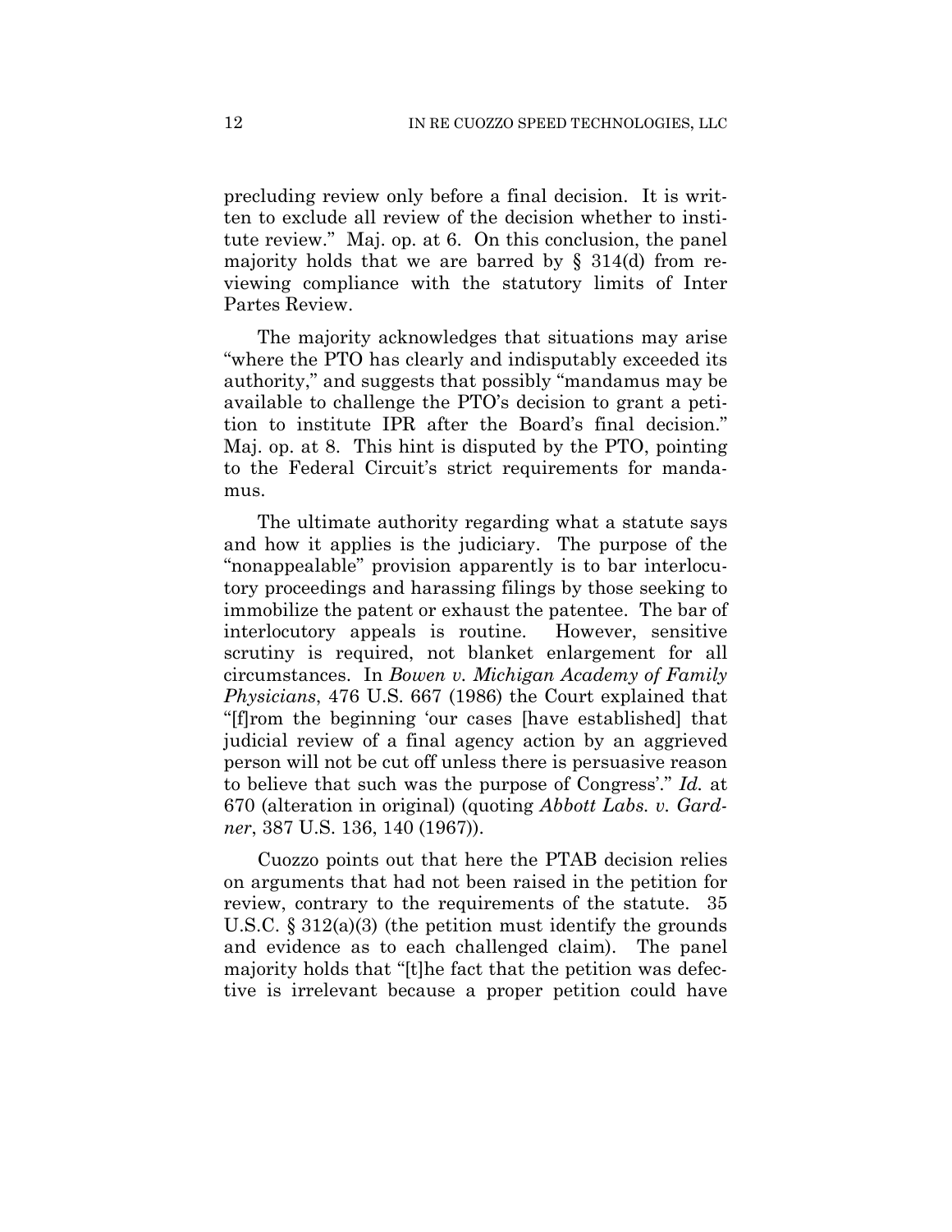precluding review only before a final decision. It is written to exclude all review of the decision whether to institute review." Maj. op. at 6. On this conclusion, the panel majority holds that we are barred by § 314(d) from reviewing compliance with the statutory limits of Inter Partes Review.

The majority acknowledges that situations may arise "where the PTO has clearly and indisputably exceeded its authority," and suggests that possibly "mandamus may be available to challenge the PTO's decision to grant a petition to institute IPR after the Board's final decision." Maj. op. at 8. This hint is disputed by the PTO, pointing to the Federal Circuit's strict requirements for mandamus.

The ultimate authority regarding what a statute says and how it applies is the judiciary. The purpose of the "nonappealable" provision apparently is to bar interlocutory proceedings and harassing filings by those seeking to immobilize the patent or exhaust the patentee. The bar of interlocutory appeals is routine. However, sensitive scrutiny is required, not blanket enlargement for all circumstances. In *Bowen v. Michigan Academy of Family Physicians*, 476 U.S. 667 (1986) the Court explained that "[f]rom the beginning 'our cases [have established] that judicial review of a final agency action by an aggrieved person will not be cut off unless there is persuasive reason to believe that such was the purpose of Congress'." *Id.* at 670 (alteration in original) (quoting *Abbott Labs. v. Gardner*, 387 U.S. 136, 140 (1967)).

Cuozzo points out that here the PTAB decision relies on arguments that had not been raised in the petition for review, contrary to the requirements of the statute. 35 U.S.C. § 312(a)(3) (the petition must identify the grounds and evidence as to each challenged claim). The panel majority holds that "[t]he fact that the petition was defective is irrelevant because a proper petition could have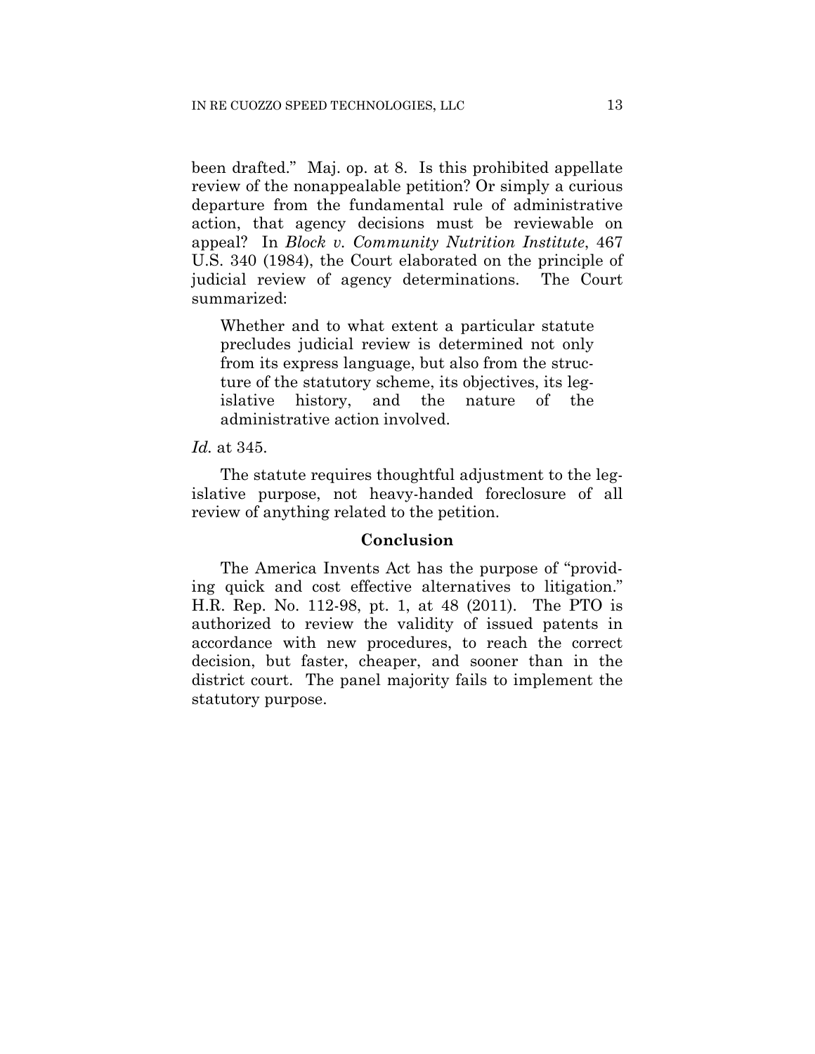been drafted." Maj. op. at 8. Is this prohibited appellate review of the nonappealable petition? Or simply a curious departure from the fundamental rule of administrative action, that agency decisions must be reviewable on appeal? In *Block v. Community Nutrition Institute*, 467 U.S. 340 (1984), the Court elaborated on the principle of judicial review of agency determinations. The Court summarized:

> Whether and to what extent a particular statute precludes judicial review is determined not only from its express language, but also from the structure of the statutory scheme, its objectives, its legislative history, and the nature of the administrative action involved.

*Id.* at 345.

The statute requires thoughtful adjustment to the legislative purpose, not heavy-handed foreclosure of all review of anything related to the petition.

**Conclusion**

The America Invents Act has the purpose of "providing quick and cost effective alternatives to litigation." H.R. Rep. No. 112-98, pt. 1, at 48 (2011). The PTO is authorized to review the validity of issued patents in accordance with new procedures, to reach the correct decision, but faster, cheaper, and sooner than in the district court. The panel majority fails to implement the statutory purpose.